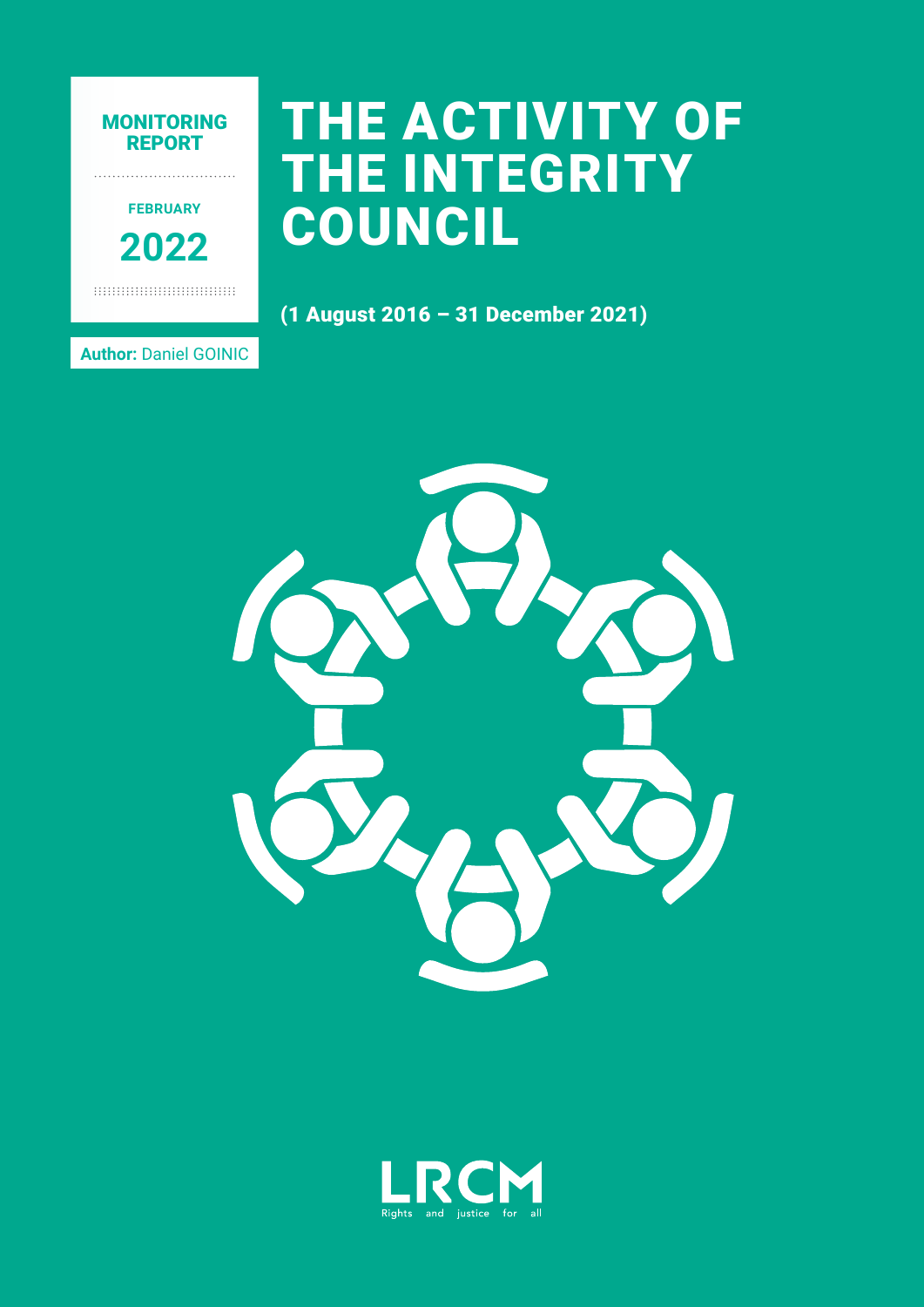MONITORING REPORT

FEBRUARY

2022

# THE ACTIVITY OF THE INTEGRITY COUNCIL

**(1 August 2016 – 31 December 2021)**

**Author:** Daniel GOINIC

LRCM

Rights and justice for all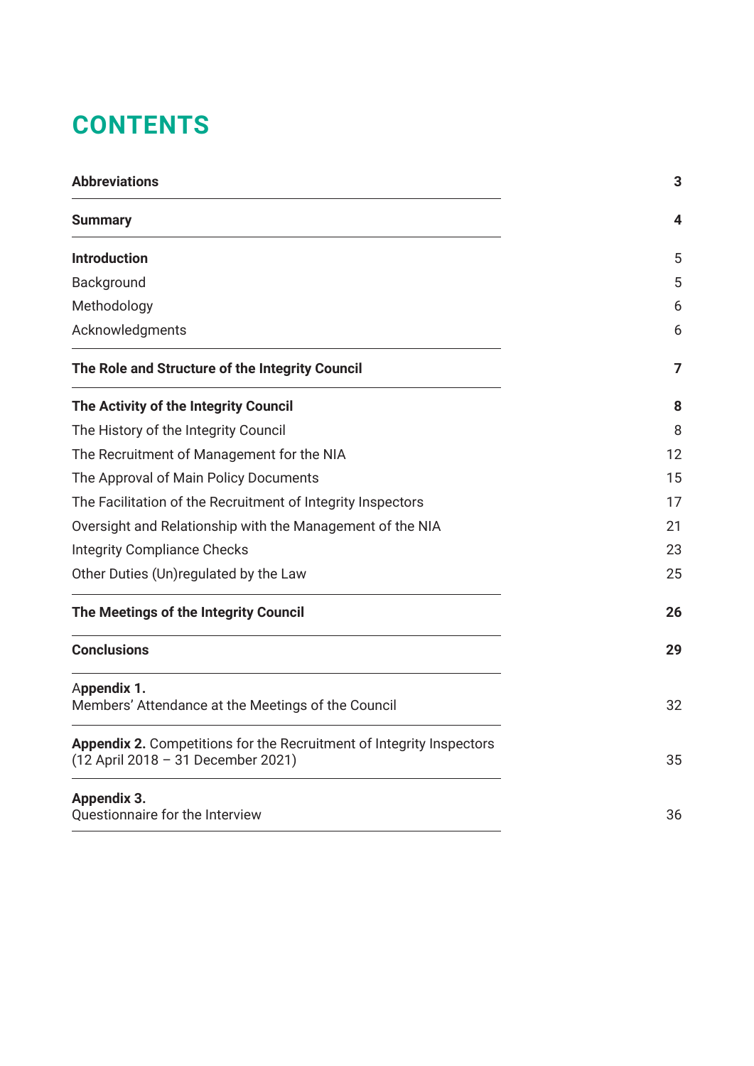# CONTENTS

| | |
|---|---|
| **Abbreviations** | **3** |
| **Summary** | **4** |
| **Introduction** | 5 |
| Background | 5 |
| Methodology | 6 |
| Acknowledgments | 6 |
| **The Role and Structure of the Integrity Council** | **7** |
| **The Activity of the Integrity Council** | **8** |
| The History of the Integrity Council | 8 |
| The Recruitment of Management for the NIA | 12 |
| The Approval of Main Policy Documents | 15 |
| The Facilitation of the Recruitment of Integrity Inspectors | 17 |
| Oversight and Relationship with the Management of the NIA | 21 |
| Integrity Compliance Checks | 23 |
| Other Duties (Un)regulated by the Law | 25 |
| **The Meetings of the Integrity Council** | **26** |
| **Conclusions** | **29** |
| **Appendix 1.** Members' Attendance at the Meetings of the Council | 32 |
| **Appendix 2.** Competitions for the Recruitment of Integrity Inspectors (12 April 2018 – 31 December 2021) | 35 |
| **Appendix 3.** Questionnaire for the Interview | 36 |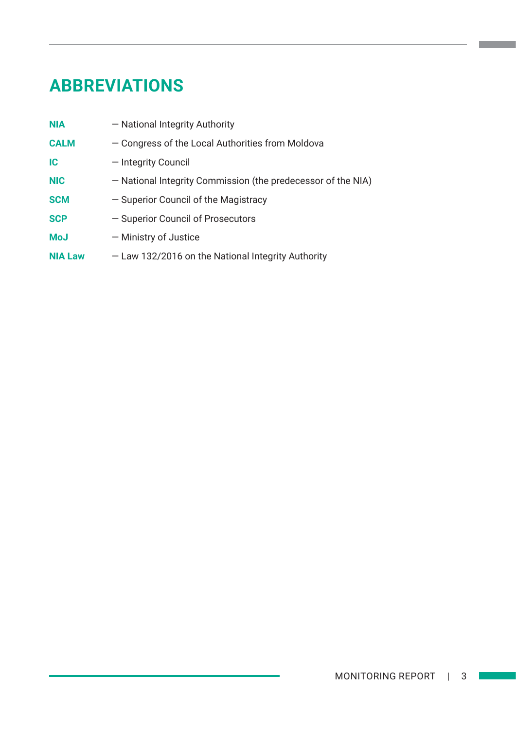# ABBREVIATIONS

**NIA** — National Integrity Authority

**CALM** — Congress of the Local Authorities from Moldova

**IC** — Integrity Council

**NIC** — National Integrity Commission (the predecessor of the NIA)

**SCM** — Superior Council of the Magistracy

**SCP** — Superior Council of Prosecutors

**MoJ** — Ministry of Justice

**NIA Law** — Law 132/2016 on the National Integrity Authority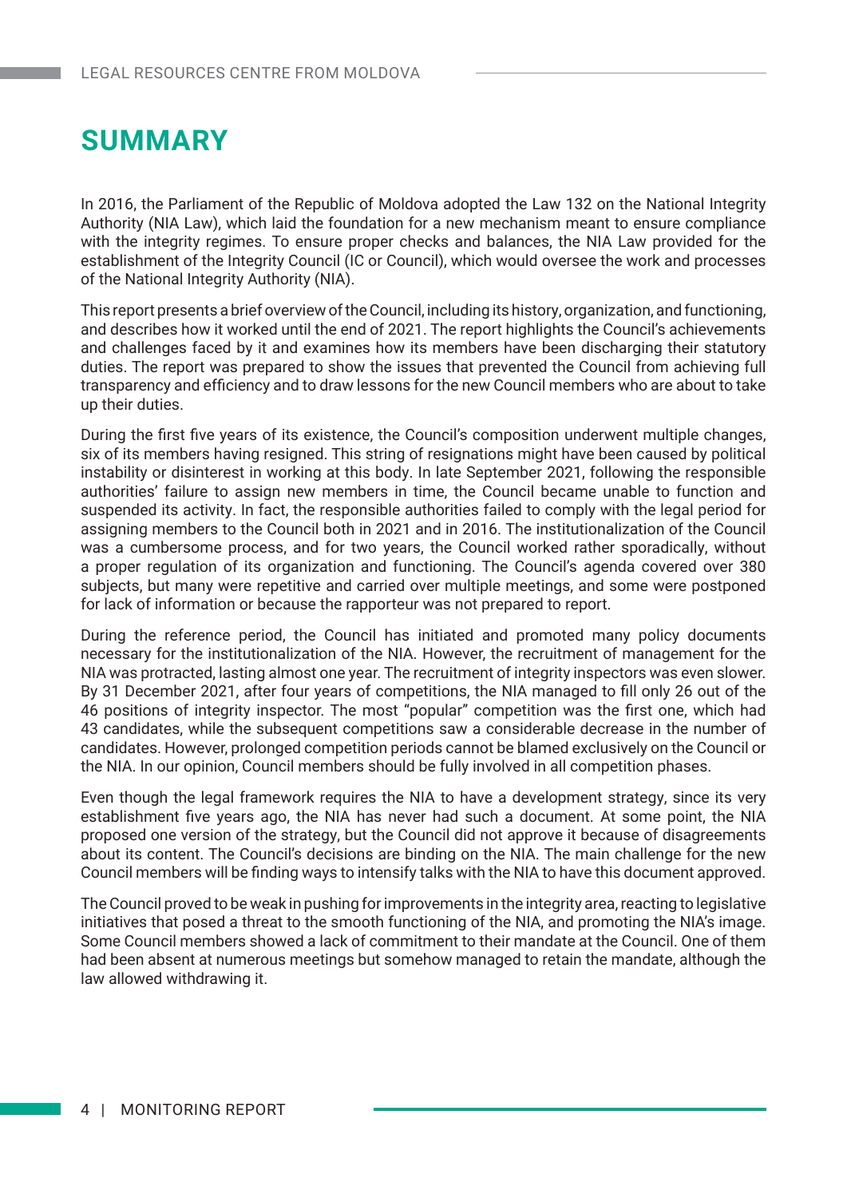# SUMMARY

In 2016, the Parliament of the Republic of Moldova adopted the Law 132 on the National Integrity Authority (NIA Law), which laid the foundation for a new mechanism meant to ensure compliance with the integrity regimes. To ensure proper checks and balances, the NIA Law provided for the establishment of the Integrity Council (IC or Council), which would oversee the work and processes of the National Integrity Authority (NIA).

This report presents a brief overview of the Council, including its history, organization, and functioning, and describes how it worked until the end of 2021. The report highlights the Council's achievements and challenges faced by it and examines how its members have been discharging their statutory duties. The report was prepared to show the issues that prevented the Council from achieving full transparency and efficiency and to draw lessons for the new Council members who are about to take up their duties.

During the first five years of its existence, the Council's composition underwent multiple changes, six of its members having resigned. This string of resignations might have been caused by political instability or disinterest in working at this body. In late September 2021, following the responsible authorities' failure to assign new members in time, the Council became unable to function and suspended its activity. In fact, the responsible authorities failed to comply with the legal period for assigning members to the Council both in 2021 and in 2016. The institutionalization of the Council was a cumbersome process, and for two years, the Council worked rather sporadically, without a proper regulation of its organization and functioning. The Council's agenda covered over 380 subjects, but many were repetitive and carried over multiple meetings, and some were postponed for lack of information or because the rapporteur was not prepared to report.

During the reference period, the Council has initiated and promoted many policy documents necessary for the institutionalization of the NIA. However, the recruitment of management for the NIA was protracted, lasting almost one year. The recruitment of integrity inspectors was even slower. By 31 December 2021, after four years of competitions, the NIA managed to fill only 26 out of the 46 positions of integrity inspector. The most "popular" competition was the first one, which had 43 candidates, while the subsequent competitions saw a considerable decrease in the number of candidates. However, prolonged competition periods cannot be blamed exclusively on the Council or the NIA. In our opinion, Council members should be fully involved in all competition phases.

Even though the legal framework requires the NIA to have a development strategy, since its very establishment five years ago, the NIA has never had such a document. At some point, the NIA proposed one version of the strategy, but the Council did not approve it because of disagreements about its content. The Council's decisions are binding on the NIA. The main challenge for the new Council members will be finding ways to intensify talks with the NIA to have this document approved.

The Council proved to be weak in pushing for improvements in the integrity area, reacting to legislative initiatives that posed a threat to the smooth functioning of the NIA, and promoting the NIA's image. Some Council members showed a lack of commitment to their mandate at the Council. One of them had been absent at numerous meetings but somehow managed to retain the mandate, although the law allowed withdrawing it.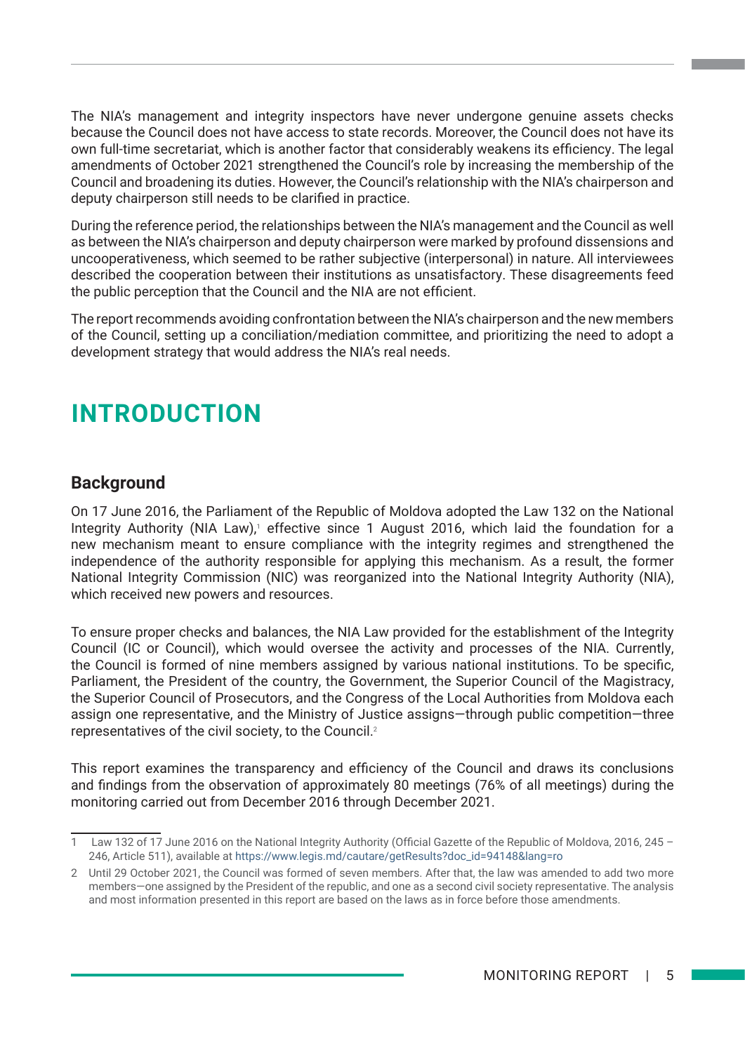The NIA's management and integrity inspectors have never undergone genuine assets checks because the Council does not have access to state records. Moreover, the Council does not have its own full-time secretariat, which is another factor that considerably weakens its efficiency. The legal amendments of October 2021 strengthened the Council's role by increasing the membership of the Council and broadening its duties. However, the Council's relationship with the NIA's chairperson and deputy chairperson still needs to be clarified in practice.

During the reference period, the relationships between the NIA's management and the Council as well as between the NIA's chairperson and deputy chairperson were marked by profound dissensions and uncooperativeness, which seemed to be rather subjective (interpersonal) in nature. All interviewees described the cooperation between their institutions as unsatisfactory. These disagreements feed the public perception that the Council and the NIA are not efficient.

The report recommends avoiding confrontation between the NIA's chairperson and the new members of the Council, setting up a conciliation/mediation committee, and prioritizing the need to adopt a development strategy that would address the NIA's real needs.

# INTRODUCTION

## Background

On 17 June 2016, the Parliament of the Republic of Moldova adopted the Law 132 on the National Integrity Authority (NIA Law),[1] effective since 1 August 2016, which laid the foundation for a new mechanism meant to ensure compliance with the integrity regimes and strengthened the independence of the authority responsible for applying this mechanism. As a result, the former National Integrity Commission (NIC) was reorganized into the National Integrity Authority (NIA), which received new powers and resources.

To ensure proper checks and balances, the NIA Law provided for the establishment of the Integrity Council (IC or Council), which would oversee the activity and processes of the NIA. Currently, the Council is formed of nine members assigned by various national institutions. To be specific, Parliament, the President of the country, the Government, the Superior Council of the Magistracy, the Superior Council of Prosecutors, and the Congress of the Local Authorities from Moldova each assign one representative, and the Ministry of Justice assigns—through public competition—three representatives of the civil society, to the Council.[2]

This report examines the transparency and efficiency of the Council and draws its conclusions and findings from the observation of approximately 80 meetings (76% of all meetings) during the monitoring carried out from December 2016 through December 2021.

---

1 Law 132 of 17 June 2016 on the National Integrity Authority (Official Gazette of the Republic of Moldova, 2016, 245 – 246, Article 511), available at https://www.legis.md/cautare/getResults?doc_id=94148&lang=ro

2 Until 29 October 2021, the Council was formed of seven members. After that, the law was amended to add two more members—one assigned by the President of the republic, and one as a second civil society representative. The analysis and most information presented in this report are based on the laws as in force before those amendments.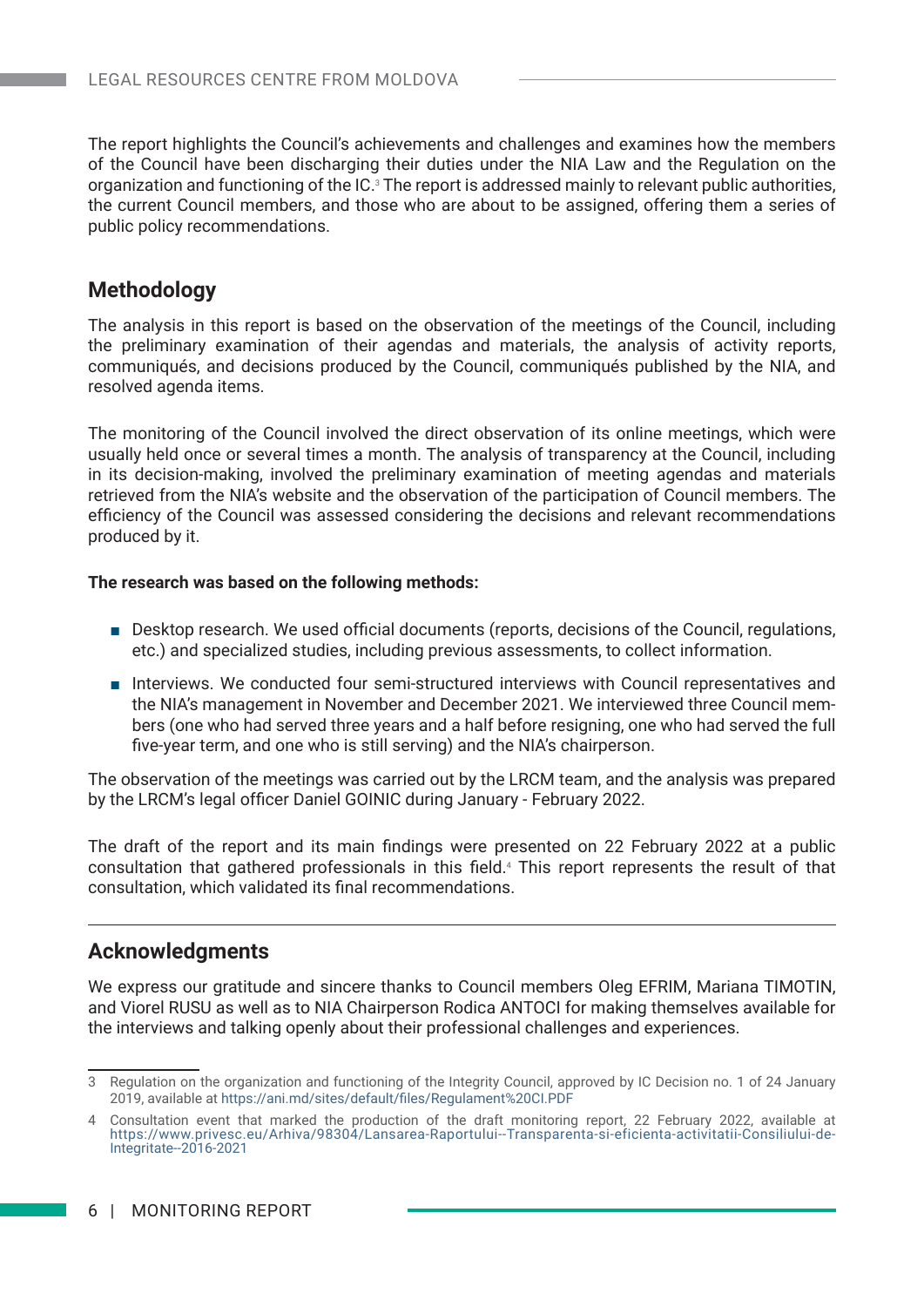The report highlights the Council's achievements and challenges and examines how the members of the Council have been discharging their duties under the NIA Law and the Regulation on the organization and functioning of the IC.[3] The report is addressed mainly to relevant public authorities, the current Council members, and those who are about to be assigned, offering them a series of public policy recommendations.

## Methodology

The analysis in this report is based on the observation of the meetings of the Council, including the preliminary examination of their agendas and materials, the analysis of activity reports, communiqués, and decisions produced by the Council, communiqués published by the NIA, and resolved agenda items.

The monitoring of the Council involved the direct observation of its online meetings, which were usually held once or several times a month. The analysis of transparency at the Council, including in its decision-making, involved the preliminary examination of meeting agendas and materials retrieved from the NIA's website and the observation of the participation of Council members. The efficiency of the Council was assessed considering the decisions and relevant recommendations produced by it.

**The research was based on the following methods:**

- Desktop research. We used official documents (reports, decisions of the Council, regulations, etc.) and specialized studies, including previous assessments, to collect information.
- Interviews. We conducted four semi-structured interviews with Council representatives and the NIA's management in November and December 2021. We interviewed three Council members (one who had served three years and a half before resigning, one who had served the full five-year term, and one who is still serving) and the NIA's chairperson.

The observation of the meetings was carried out by the LRCM team, and the analysis was prepared by the LRCM's legal officer Daniel GOINIC during January - February 2022.

The draft of the report and its main findings were presented on 22 February 2022 at a public consultation that gathered professionals in this field.[4] This report represents the result of that consultation, which validated its final recommendations.

## Acknowledgments

We express our gratitude and sincere thanks to Council members Oleg EFRIM, Mariana TIMOTIN, and Viorel RUSU as well as to NIA Chairperson Rodica ANTOCI for making themselves available for the interviews and talking openly about their professional challenges and experiences.

---

3 Regulation on the organization and functioning of the Integrity Council, approved by IC Decision no. 1 of 24 January 2019, available at https://ani.md/sites/default/files/Regulament%20CI.PDF

4 Consultation event that marked the production of the draft monitoring report, 22 February 2022, available at https://www.privesc.eu/Arhiva/98304/Lansarea-Raportului--Transparenta-si-eficienta-activitatii-Consiliului-de-Integritate--2016-2021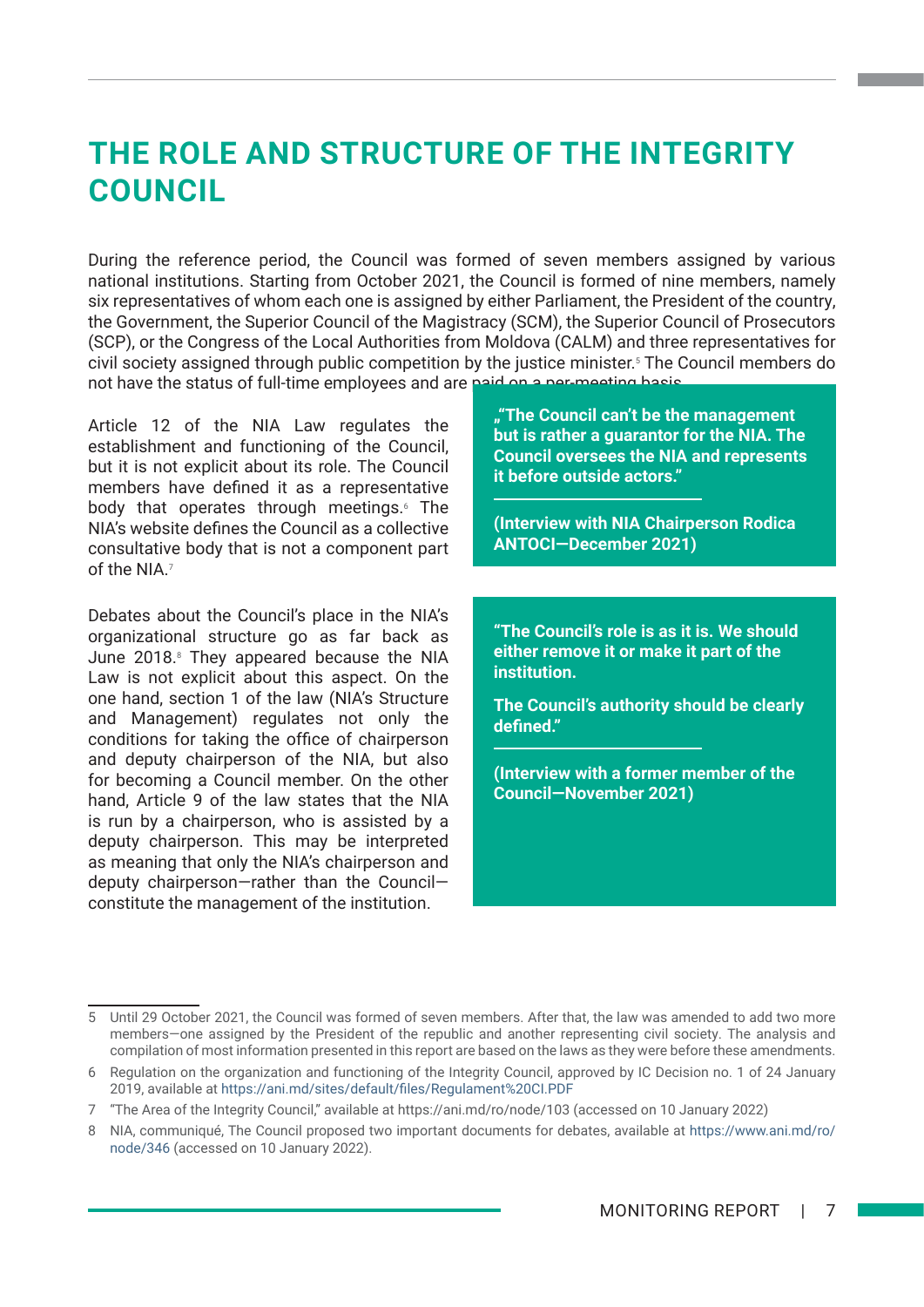# THE ROLE AND STRUCTURE OF THE INTEGRITY COUNCIL

During the reference period, the Council was formed of seven members assigned by various national institutions. Starting from October 2021, the Council is formed of nine members, namely six representatives of whom each one is assigned by either Parliament, the President of the country, the Government, the Superior Council of the Magistracy (SCM), the Superior Council of Prosecutors (SCP), or the Congress of the Local Authorities from Moldova (CALM) and three representatives for civil society assigned through public competition by the justice minister.[5] The Council members do not have the status of full-time employees and are paid on a per-meeting basis.

Article 12 of the NIA Law regulates the establishment and functioning of the Council, but it is not explicit about its role. The Council members have defined it as a representative body that operates through meetings.[6] The NIA's website defines the Council as a collective consultative body that is not a component part of the NIA.[7]

**„"The Council can't be the management but is rather a guarantor for the NIA. The Council oversees the NIA and represents it before outside actors."**

**(Interview with NIA Chairperson Rodica ANTOCI—December 2021)**

Debates about the Council's place in the NIA's organizational structure go as far back as June 2018.[8] They appeared because the NIA Law is not explicit about this aspect. On the one hand, section 1 of the law (NIA's Structure and Management) regulates not only the conditions for taking the office of chairperson and deputy chairperson of the NIA, but also for becoming a Council member. On the other hand, Article 9 of the law states that the NIA is run by a chairperson, who is assisted by a deputy chairperson. This may be interpreted as meaning that only the NIA's chairperson and deputy chairperson—rather than the Council—constitute the management of the institution.

**"The Council's role is as it is. We should either remove it or make it part of the institution.**

**The Council's authority should be clearly defined."**

**(Interview with a former member of the Council—November 2021)**

---

5 Until 29 October 2021, the Council was formed of seven members. After that, the law was amended to add two more members—one assigned by the President of the republic and another representing civil society. The analysis and compilation of most information presented in this report are based on the laws as they were before these amendments.

6 Regulation on the organization and functioning of the Integrity Council, approved by IC Decision no. 1 of 24 January 2019, available at https://ani.md/sites/default/files/Regulament%20CI.PDF

7 "The Area of the Integrity Council," available at https://ani.md/ro/node/103 (accessed on 10 January 2022)

8 NIA, communiqué, The Council proposed two important documents for debates, available at https://www.ani.md/ro/node/346 (accessed on 10 January 2022).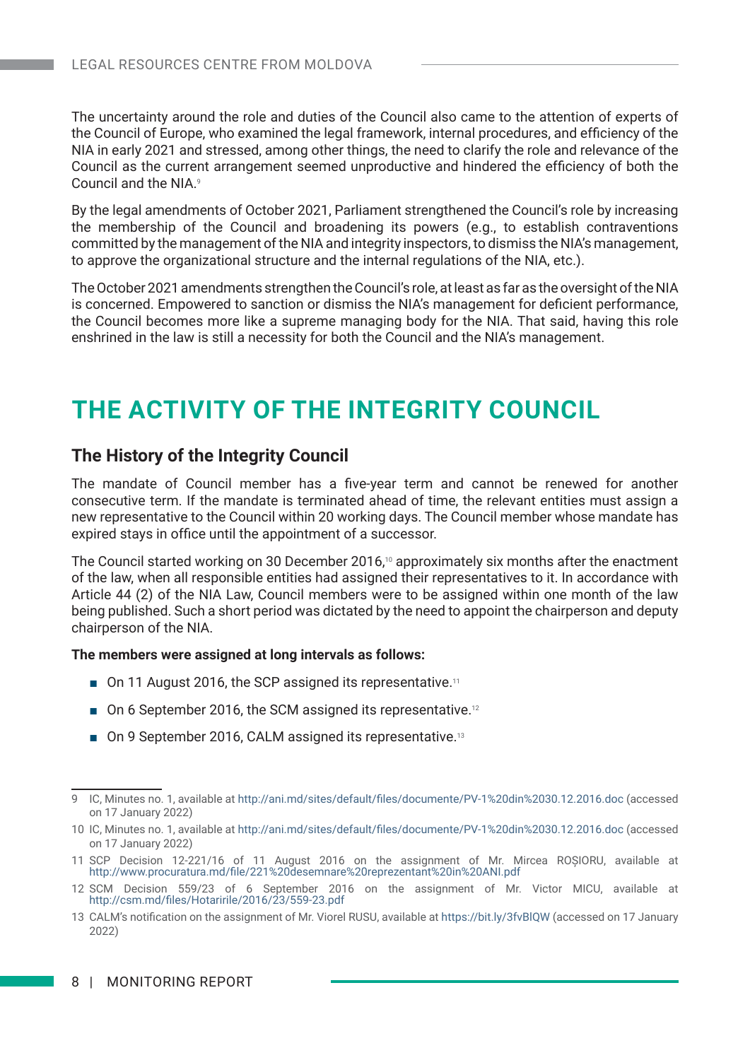The uncertainty around the role and duties of the Council also came to the attention of experts of the Council of Europe, who examined the legal framework, internal procedures, and efficiency of the NIA in early 2021 and stressed, among other things, the need to clarify the role and relevance of the Council as the current arrangement seemed unproductive and hindered the efficiency of both the Council and the NIA.[9]

By the legal amendments of October 2021, Parliament strengthened the Council's role by increasing the membership of the Council and broadening its powers (e.g., to establish contraventions committed by the management of the NIA and integrity inspectors, to dismiss the NIA's management, to approve the organizational structure and the internal regulations of the NIA, etc.).

The October 2021 amendments strengthen the Council's role, at least as far as the oversight of the NIA is concerned. Empowered to sanction or dismiss the NIA's management for deficient performance, the Council becomes more like a supreme managing body for the NIA. That said, having this role enshrined in the law is still a necessity for both the Council and the NIA's management.

# THE ACTIVITY OF THE INTEGRITY COUNCIL

## The History of the Integrity Council

The mandate of Council member has a five-year term and cannot be renewed for another consecutive term. If the mandate is terminated ahead of time, the relevant entities must assign a new representative to the Council within 20 working days. The Council member whose mandate has expired stays in office until the appointment of a successor.

The Council started working on 30 December 2016,[10] approximately six months after the enactment of the law, when all responsible entities had assigned their representatives to it. In accordance with Article 44 (2) of the NIA Law, Council members were to be assigned within one month of the law being published. Such a short period was dictated by the need to appoint the chairperson and deputy chairperson of the NIA.

**The members were assigned at long intervals as follows:**

- On 11 August 2016, the SCP assigned its representative.[11]
- On 6 September 2016, the SCM assigned its representative.[12]
- On 9 September 2016, CALM assigned its representative.[13]

---

9 IC, Minutes no. 1, available at http://ani.md/sites/default/files/documente/PV-1%20din%2030.12.2016.doc (accessed on 17 January 2022)

10 IC, Minutes no. 1, available at http://ani.md/sites/default/files/documente/PV-1%20din%2030.12.2016.doc (accessed on 17 January 2022)

11 SCP Decision 12-221/16 of 11 August 2016 on the assignment of Mr. Mircea ROȘIORU, available at http://www.procuratura.md/file/221%20desemnare%20reprezentant%20in%20ANI.pdf

12 SCM Decision 559/23 of 6 September 2016 on the assignment of Mr. Victor MICU, available at http://csm.md/files/Hotaririle/2016/23/559-23.pdf

13 CALM's notification on the assignment of Mr. Viorel RUSU, available at https://bit.ly/3fvBlQW (accessed on 17 January 2022)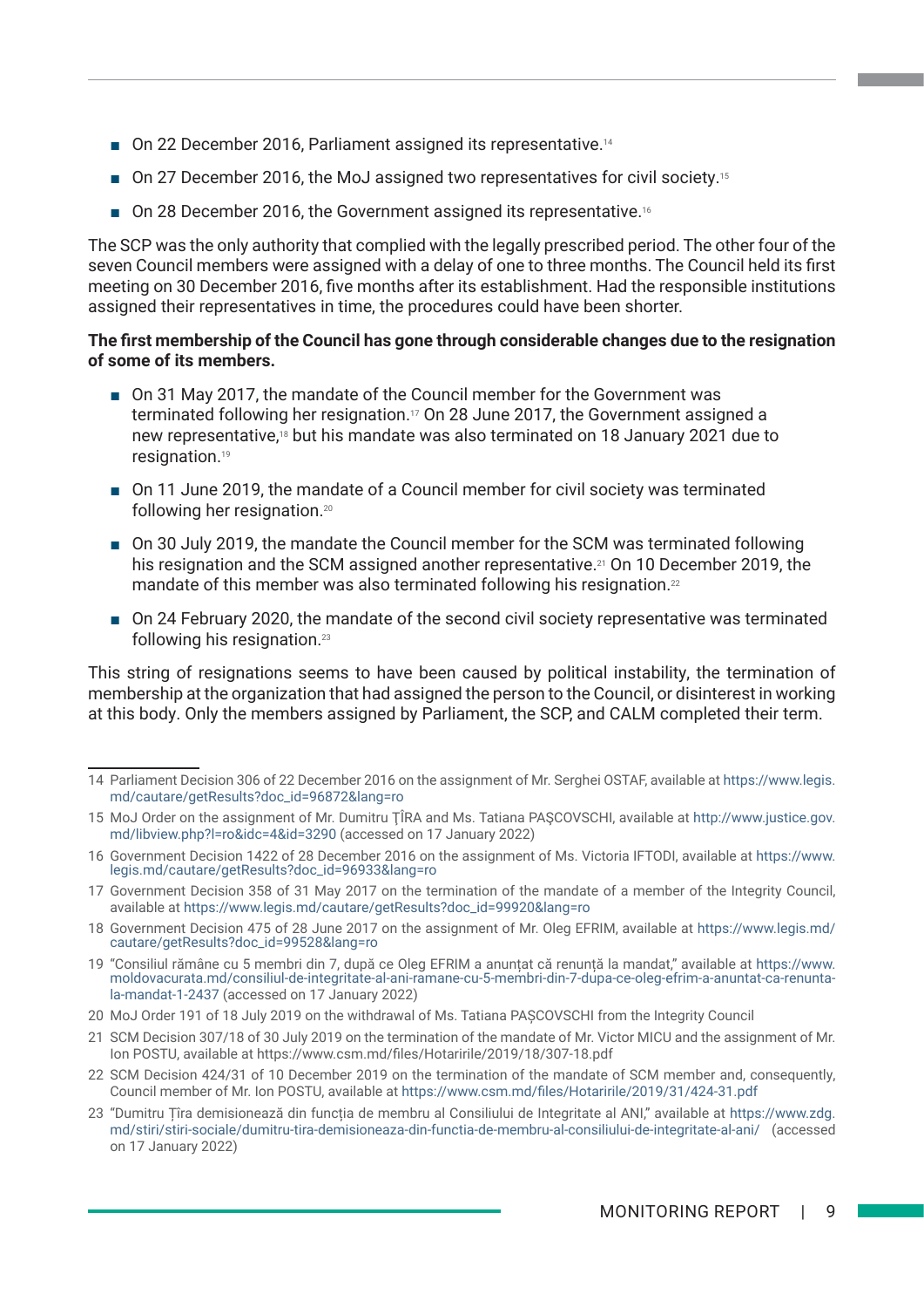- On 22 December 2016, Parliament assigned its representative.[14]
- On 27 December 2016, the MoJ assigned two representatives for civil society.[15]
- On 28 December 2016, the Government assigned its representative.[16]

The SCP was the only authority that complied with the legally prescribed period. The other four of the seven Council members were assigned with a delay of one to three months. The Council held its first meeting on 30 December 2016, five months after its establishment. Had the responsible institutions assigned their representatives in time, the procedures could have been shorter.

**The first membership of the Council has gone through considerable changes due to the resignation of some of its members.**

- On 31 May 2017, the mandate of the Council member for the Government was terminated following her resignation.[17] On 28 June 2017, the Government assigned a new representative,[18] but his mandate was also terminated on 18 January 2021 due to resignation.[19]
- On 11 June 2019, the mandate of a Council member for civil society was terminated following her resignation.[20]
- On 30 July 2019, the mandate the Council member for the SCM was terminated following his resignation and the SCM assigned another representative.[21] On 10 December 2019, the mandate of this member was also terminated following his resignation.[22]
- On 24 February 2020, the mandate of the second civil society representative was terminated following his resignation.[23]

This string of resignations seems to have been caused by political instability, the termination of membership at the organization that had assigned the person to the Council, or disinterest in working at this body. Only the members assigned by Parliament, the SCP, and CALM completed their term.

---

14 Parliament Decision 306 of 22 December 2016 on the assignment of Mr. Serghei OSTAF, available at https://www.legis.md/cautare/getResults?doc_id=96872&lang=ro

15 MoJ Order on the assignment of Mr. Dumitru ȚÎRA and Ms. Tatiana PAȘCOVSCHI, available at http://www.justice.gov.md/libview.php?l=ro&idc=4&id=3290 (accessed on 17 January 2022)

16 Government Decision 1422 of 28 December 2016 on the assignment of Ms. Victoria IFTODI, available at https://www.legis.md/cautare/getResults?doc_id=96933&lang=ro

17 Government Decision 358 of 31 May 2017 on the termination of the mandate of a member of the Integrity Council, available at https://www.legis.md/cautare/getResults?doc_id=99920&lang=ro

18 Government Decision 475 of 28 June 2017 on the assignment of Mr. Oleg EFRIM, available at https://www.legis.md/cautare/getResults?doc_id=99528&lang=ro

19 "Consiliul rămâne cu 5 membri din 7, după ce Oleg EFRIM a anunțat că renunță la mandat," available at https://www.moldovacurata.md/consiliul-de-integritate-al-ani-ramane-cu-5-membri-din-7-dupa-ce-oleg-efrim-a-anuntat-ca-renunta-la-mandat-1-2437 (accessed on 17 January 2022)

20 MoJ Order 191 of 18 July 2019 on the withdrawal of Ms. Tatiana PAȘCOVSCHI from the Integrity Council

21 SCM Decision 307/18 of 30 July 2019 on the termination of the mandate of Mr. Victor MICU and the assignment of Mr. Ion POSTU, available at https://www.csm.md/files/Hotaririle/2019/18/307-18.pdf

22 SCM Decision 424/31 of 10 December 2019 on the termination of the mandate of SCM member and, consequently, Council member of Mr. Ion POSTU, available at https://www.csm.md/files/Hotaririle/2019/31/424-31.pdf

23 "Dumitru Țîra demisionează din funcția de membru al Consiliului de Integritate al ANI," available at https://www.zdg.md/stiri/stiri-sociale/dumitru-tira-demisioneaza-din-functia-de-membru-al-consiliului-de-integritate-al-ani/ (accessed on 17 January 2022)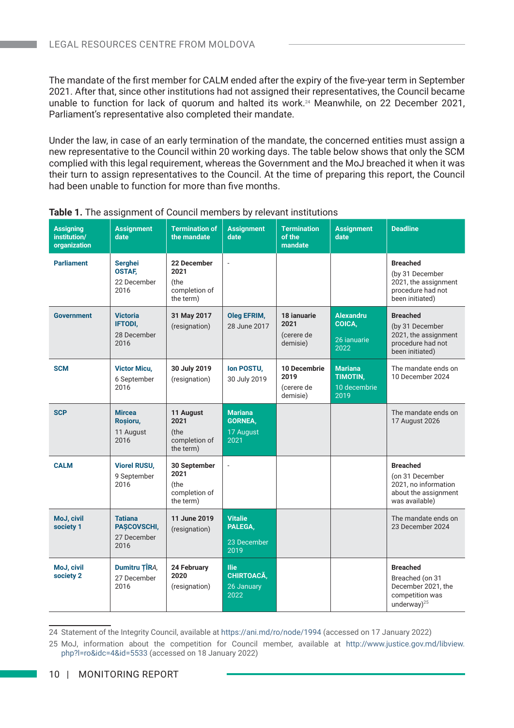The mandate of the first member for CALM ended after the expiry of the five-year term in September 2021. After that, since other institutions had not assigned their representatives, the Council became unable to function for lack of quorum and halted its work.[24] Meanwhile, on 22 December 2021, Parliament's representative also completed their mandate.

Under the law, in case of an early termination of the mandate, the concerned entities must assign a new representative to the Council within 20 working days. The table below shows that only the SCM complied with this legal requirement, whereas the Government and the MoJ breached it when it was their turn to assign representatives to the Council. At the time of preparing this report, the Council had been unable to function for more than five months.

**Table 1.** The assignment of Council members by relevant institutions

| Assigning institution/ organization | Assignment date | Termination of the mandate | Assignment date | Termination of the mandate | Assignment date | Deadline |
|---|---|---|---|---|---|---|
| **Parliament** | **Serghei OSTAF,** 22 December 2016 | **22 December 2021** (the completion of the term) | - | | | **Breached** (by 31 December 2021, the assignment procedure had not been initiated) |
| **Government** | **Victoria IFTODI,** 28 December 2016 | **31 May 2017** (resignation) | **Oleg EFRIM,** 28 June 2017 | **18 ianuarie 2021** (cerere de demisie) | **Alexandru COICA,** 26 ianuarie 2022 | **Breached** (by 31 December 2021, the assignment procedure had not been initiated) |
| **SCM** | **Victor Micu,** 6 September 2016 | **30 July 2019** (resignation) | **Ion POSTU,** 30 July 2019 | **10 Decembrie 2019** (cerere de demisie) | **Mariana TIMOTIN,** 10 decembrie 2019 | The mandate ends on 10 December 2024 |
| **SCP** | **Mircea Roșioru,** 11 August 2016 | **11 August 2021** (the completion of the term) | **Mariana GORNEA,** 17 August 2021 | | | The mandate ends on 17 August 2026 |
| **CALM** | **Viorel RUSU,** 9 September 2016 | **30 September 2021** (the completion of the term) | - | | | **Breached** (on 31 December 2021, no information about the assignment was available) |
| **MoJ, civil society 1** | **Tatiana PAȘCOVSCHI,** 27 December 2016 | **11 June 2019** (resignation) | **Vitalie PALEGA,** 23 December 2019 | | | The mandate ends on 23 December 2024 |
| **MoJ, civil society 2** | **Dumitru ȚÎRA,** 27 December 2016 | **24 February 2020** (resignation) | **Ilie CHIRTOACĂ,** 26 January 2022 | | | **Breached** Breached (on 31 December 2021, the competition was underway)[25] |

24 Statement of the Integrity Council, available at https://ani.md/ro/node/1994 (accessed on 17 January 2022)

25 MoJ, information about the competition for Council member, available at http://www.justice.gov.md/libview.php?l=ro&idc=4&id=5533 (accessed on 18 January 2022)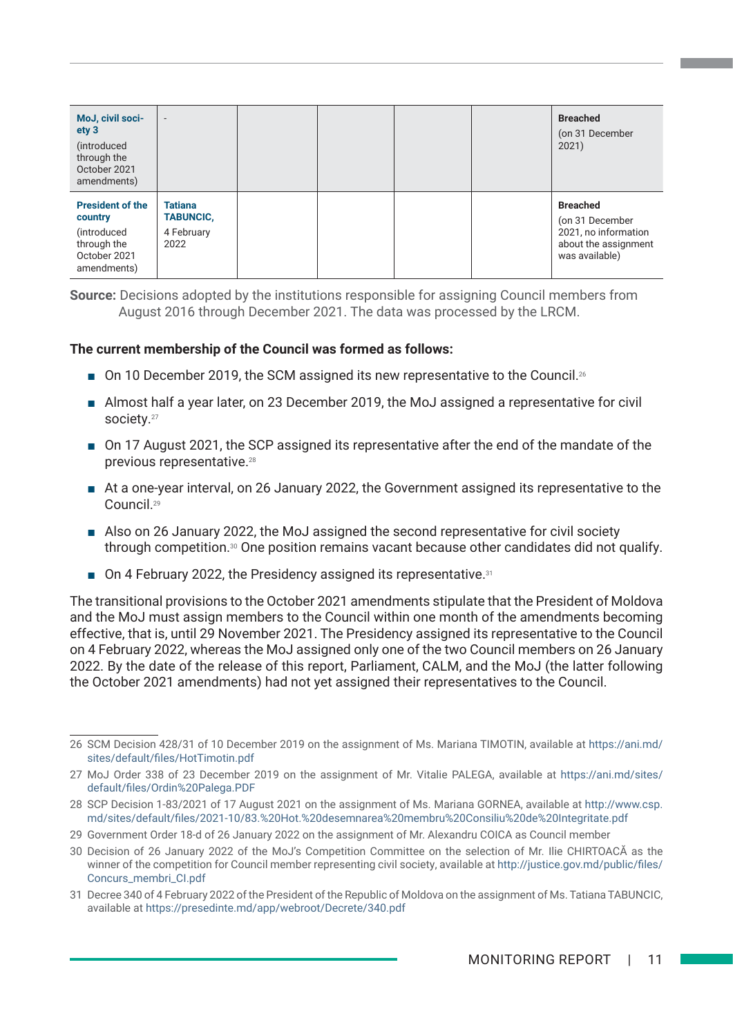| | | | | | | |
|---|---|---|---|---|---|---|
| **MoJ, civil society 3** (introduced through the October 2021 amendments) | - | | | | | **Breached** (on 31 December 2021) |
| **President of the country** (introduced through the October 2021 amendments) | **Tatiana TABUNCIC,** 4 February 2022 | | | | | **Breached** (on 31 December 2021, no information about the assignment was available) |

**Source:** Decisions adopted by the institutions responsible for assigning Council members from August 2016 through December 2021. The data was processed by the LRCM.

**The current membership of the Council was formed as follows:**

- On 10 December 2019, the SCM assigned its new representative to the Council.[26]
- Almost half a year later, on 23 December 2019, the MoJ assigned a representative for civil society.[27]
- On 17 August 2021, the SCP assigned its representative after the end of the mandate of the previous representative.[28]
- At a one-year interval, on 26 January 2022, the Government assigned its representative to the Council.[29]
- Also on 26 January 2022, the MoJ assigned the second representative for civil society through competition.[30] One position remains vacant because other candidates did not qualify.
- On 4 February 2022, the Presidency assigned its representative.[31]

The transitional provisions to the October 2021 amendments stipulate that the President of Moldova and the MoJ must assign members to the Council within one month of the amendments becoming effective, that is, until 29 November 2021. The Presidency assigned its representative to the Council on 4 February 2022, whereas the MoJ assigned only one of the two Council members on 26 January 2022. By the date of the release of this report, Parliament, CALM, and the MoJ (the latter following the October 2021 amendments) had not yet assigned their representatives to the Council.

26 SCM Decision 428/31 of 10 December 2019 on the assignment of Ms. Mariana TIMOTIN, available at https://ani.md/sites/default/files/HotTimotin.pdf

27 MoJ Order 338 of 23 December 2019 on the assignment of Mr. Vitalie PALEGA, available at https://ani.md/sites/default/files/Ordin%20Palega.PDF

28 SCP Decision 1-83/2021 of 17 August 2021 on the assignment of Ms. Mariana GORNEA, available at http://www.csp.md/sites/default/files/2021-10/83.%20Hot.%20desemnarea%20membru%20Consiliu%20de%20Integritate.pdf

29 Government Order 18-d of 26 January 2022 on the assignment of Mr. Alexandru COICA as Council member

30 Decision of 26 January 2022 of the MoJ's Competition Committee on the selection of Mr. Ilie CHIRTOACĂ as the winner of the competition for Council member representing civil society, available at http://justice.gov.md/public/files/Concurs_membri_CI.pdf

31 Decree 340 of 4 February 2022 of the President of the Republic of Moldova on the assignment of Ms. Tatiana TABUNCIC, available at https://presedinte.md/app/webroot/Decrete/340.pdf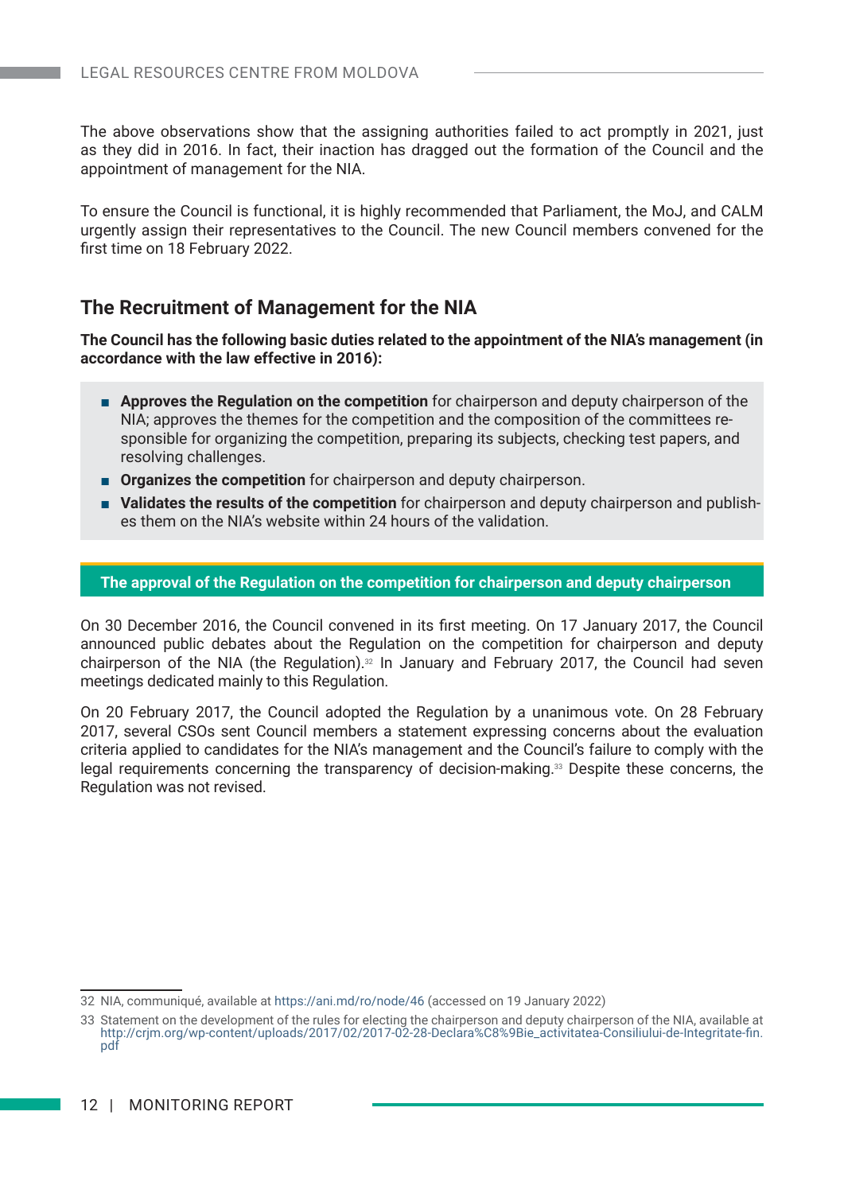The above observations show that the assigning authorities failed to act promptly in 2021, just as they did in 2016. In fact, their inaction has dragged out the formation of the Council and the appointment of management for the NIA.

To ensure the Council is functional, it is highly recommended that Parliament, the MoJ, and CALM urgently assign their representatives to the Council. The new Council members convened for the first time on 18 February 2022.

## The Recruitment of Management for the NIA

**The Council has the following basic duties related to the appointment of the NIA's management (in accordance with the law effective in 2016):**

- **Approves the Regulation on the competition** for chairperson and deputy chairperson of the NIA; approves the themes for the competition and the composition of the committees responsible for organizing the competition, preparing its subjects, checking test papers, and resolving challenges.
- **Organizes the competition** for chairperson and deputy chairperson.
- **Validates the results of the competition** for chairperson and deputy chairperson and publishes them on the NIA's website within 24 hours of the validation.

### The approval of the Regulation on the competition for chairperson and deputy chairperson

On 30 December 2016, the Council convened in its first meeting. On 17 January 2017, the Council announced public debates about the Regulation on the competition for chairperson and deputy chairperson of the NIA (the Regulation).[32] In January and February 2017, the Council had seven meetings dedicated mainly to this Regulation.

On 20 February 2017, the Council adopted the Regulation by a unanimous vote. On 28 February 2017, several CSOs sent Council members a statement expressing concerns about the evaluation criteria applied to candidates for the NIA's management and the Council's failure to comply with the legal requirements concerning the transparency of decision-making.[33] Despite these concerns, the Regulation was not revised.

---

32 NIA, communiqué, available at https://ani.md/ro/node/46 (accessed on 19 January 2022)

33 Statement on the development of the rules for electing the chairperson and deputy chairperson of the NIA, available at http://crjm.org/wp-content/uploads/2017/02/2017-02-28-Declara%C8%9Bie_activitatea-Consiliului-de-Integritate-fin.pdf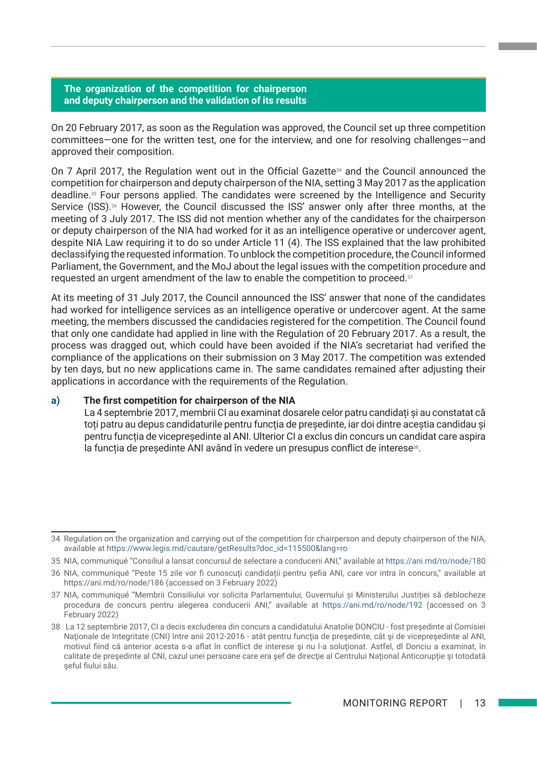## The organization of the competition for chairperson and deputy chairperson and the validation of its results

On 20 February 2017, as soon as the Regulation was approved, the Council set up three competition committees—one for the written test, one for the interview, and one for resolving challenges—and approved their composition.

On 7 April 2017, the Regulation went out in the Official Gazette[34] and the Council announced the competition for chairperson and deputy chairperson of the NIA, setting 3 May 2017 as the application deadline.[35] Four persons applied. The candidates were screened by the Intelligence and Security Service (ISS).[36] However, the Council discussed the ISS' answer only after three months, at the meeting of 3 July 2017. The ISS did not mention whether any of the candidates for the chairperson or deputy chairperson of the NIA had worked for it as an intelligence operative or undercover agent, despite NIA Law requiring it to do so under Article 11 (4). The ISS explained that the law prohibited declassifying the requested information. To unblock the competition procedure, the Council informed Parliament, the Government, and the MoJ about the legal issues with the competition procedure and requested an urgent amendment of the law to enable the competition to proceed.[37]

At its meeting of 31 July 2017, the Council announced the ISS' answer that none of the candidates had worked for intelligence services as an intelligence operative or undercover agent. At the same meeting, the members discussed the candidacies registered for the competition. The Council found that only one candidate had applied in line with the Regulation of 20 February 2017. As a result, the process was dragged out, which could have been avoided if the NIA's secretariat had verified the compliance of the applications on their submission on 3 May 2017. The competition was extended by ten days, but no new applications came in. The same candidates remained after adjusting their applications in accordance with the requirements of the Regulation.

**a) The first competition for chairperson of the NIA**

La 4 septembrie 2017, membrii CI au examinat dosarele celor patru candidați și au constatat că toți patru au depus candidaturile pentru funcția de președinte, iar doi dintre aceștia candidau și pentru funcția de vicepreședinte al ANI. Ulterior CI a exclus din concurs un candidat care aspira la funcția de președinte ANI având în vedere un presupus conflict de interese[38].

---

34 Regulation on the organization and carrying out of the competition for chairperson and deputy chairperson of the NIA, available at https://www.legis.md/cautare/getResults?doc_id=115500&lang=ro

35 NIA, communiqué "Consiliul a lansat concursul de selectare a conducerii ANI," available at https://ani.md/ro/node/180

36 NIA, communiqué "Peste 15 zile vor fi cunoscuți candidații pentru șefia ANI, care vor intra în concurs," available at https://ani.md/ro/node/186 (accessed on 3 February 2022)

37 NIA, communiqué "Membrii Consiliului vor solicita Parlamentului, Guvernului și Ministerului Justiției să deblocheze procedura de concurs pentru alegerea conducerii ANI," available at https://ani.md/ro/node/192 (accessed on 3 February 2022)

38 La 12 septembrie 2017, CI a decis excluderea din concurs a candidatului Anatolie DONCIU - fost preşedinte al Comisiei Naţionale de Integritate (CNI) între anii 2012-2016 - atât pentru funcţia de preşedinte, cât şi de vicepreşedinte al ANI, motivul fiind că anterior acesta s-a aflat în conflict de interese şi nu l-a soluţionat. Astfel, dl Donciu a examinat, în calitate de preşedinte al CNI, cazul unei persoane care era şef de direcţie al Centrului Naţional Anticorupţie şi totodată şeful fiului său.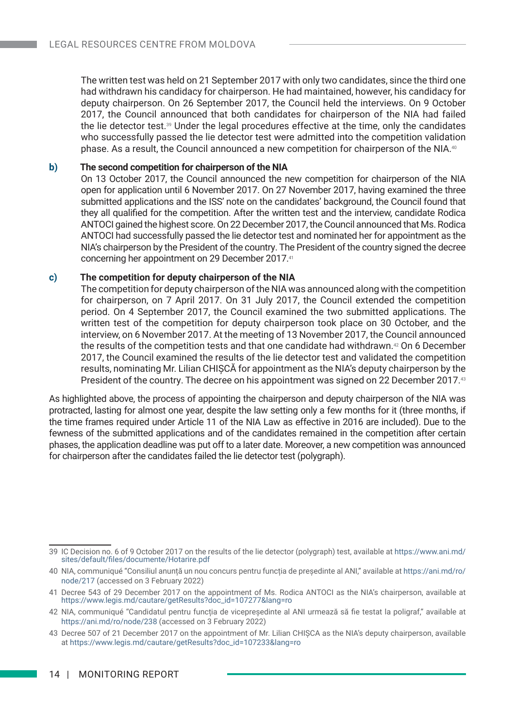The written test was held on 21 September 2017 with only two candidates, since the third one had withdrawn his candidacy for chairperson. He had maintained, however, his candidacy for deputy chairperson. On 26 September 2017, the Council held the interviews. On 9 October 2017, the Council announced that both candidates for chairperson of the NIA had failed the lie detector test.[39] Under the legal procedures effective at the time, only the candidates who successfully passed the lie detector test were admitted into the competition validation phase. As a result, the Council announced a new competition for chairperson of the NIA.[40]

**b) The second competition for chairperson of the NIA**

On 13 October 2017, the Council announced the new competition for chairperson of the NIA open for application until 6 November 2017. On 27 November 2017, having examined the three submitted applications and the ISS' note on the candidates' background, the Council found that they all qualified for the competition. After the written test and the interview, candidate Rodica ANTOCI gained the highest score. On 22 December 2017, the Council announced that Ms. Rodica ANTOCI had successfully passed the lie detector test and nominated her for appointment as the NIA's chairperson by the President of the country. The President of the country signed the decree concerning her appointment on 29 December 2017.[41]

**c) The competition for deputy chairperson of the NIA**

The competition for deputy chairperson of the NIA was announced along with the competition for chairperson, on 7 April 2017. On 31 July 2017, the Council extended the competition period. On 4 September 2017, the Council examined the two submitted applications. The written test of the competition for deputy chairperson took place on 30 October, and the interview, on 6 November 2017. At the meeting of 13 November 2017, the Council announced the results of the competition tests and that one candidate had withdrawn.[42] On 6 December 2017, the Council examined the results of the lie detector test and validated the competition results, nominating Mr. Lilian CHIȘCĂ for appointment as the NIA's deputy chairperson by the President of the country. The decree on his appointment was signed on 22 December 2017.[43]

As highlighted above, the process of appointing the chairperson and deputy chairperson of the NIA was protracted, lasting for almost one year, despite the law setting only a few months for it (three months, if the time frames required under Article 11 of the NIA Law as effective in 2016 are included). Due to the fewness of the submitted applications and of the candidates remained in the competition after certain phases, the application deadline was put off to a later date. Moreover, a new competition was announced for chairperson after the candidates failed the lie detector test (polygraph).

---

39 IC Decision no. 6 of 9 October 2017 on the results of the lie detector (polygraph) test, available at https://www.ani.md/sites/default/files/documente/Hotarire.pdf

40 NIA, communiqué "Consiliul anunță un nou concurs pentru funcția de președinte al ANI," available at https://ani.md/ro/node/217 (accessed on 3 February 2022)

41 Decree 543 of 29 December 2017 on the appointment of Ms. Rodica ANTOCI as the NIA's chairperson, available at https://www.legis.md/cautare/getResults?doc_id=107277&lang=ro

42 NIA, communiqué "Candidatul pentru funcția de vicepreședinte al ANI urmează să fie testat la poligraf," available at https://ani.md/ro/node/238 (accessed on 3 February 2022)

43 Decree 507 of 21 December 2017 on the appointment of Mr. Lilian CHIȘCA as the NIA's deputy chairperson, available at https://www.legis.md/cautare/getResults?doc_id=107233&lang=ro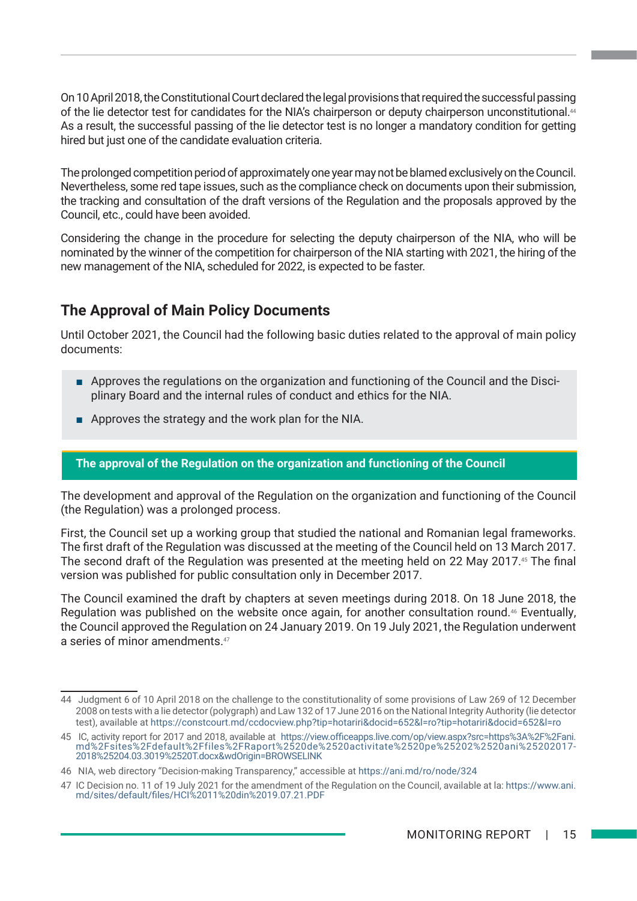On 10 April 2018, the Constitutional Court declared the legal provisions that required the successful passing of the lie detector test for candidates for the NIA's chairperson or deputy chairperson unconstitutional.[44] As a result, the successful passing of the lie detector test is no longer a mandatory condition for getting hired but just one of the candidate evaluation criteria.

The prolonged competition period of approximately one year may not be blamed exclusively on the Council. Nevertheless, some red tape issues, such as the compliance check on documents upon their submission, the tracking and consultation of the draft versions of the Regulation and the proposals approved by the Council, etc., could have been avoided.

Considering the change in the procedure for selecting the deputy chairperson of the NIA, who will be nominated by the winner of the competition for chairperson of the NIA starting with 2021, the hiring of the new management of the NIA, scheduled for 2022, is expected to be faster.

## The Approval of Main Policy Documents

Until October 2021, the Council had the following basic duties related to the approval of main policy documents:

- Approves the regulations on the organization and functioning of the Council and the Disciplinary Board and the internal rules of conduct and ethics for the NIA.
- Approves the strategy and the work plan for the NIA.

### The approval of the Regulation on the organization and functioning of the Council

The development and approval of the Regulation on the organization and functioning of the Council (the Regulation) was a prolonged process.

First, the Council set up a working group that studied the national and Romanian legal frameworks. The first draft of the Regulation was discussed at the meeting of the Council held on 13 March 2017. The second draft of the Regulation was presented at the meeting held on 22 May 2017.[45] The final version was published for public consultation only in December 2017.

The Council examined the draft by chapters at seven meetings during 2018. On 18 June 2018, the Regulation was published on the website once again, for another consultation round.[46] Eventually, the Council approved the Regulation on 24 January 2019. On 19 July 2021, the Regulation underwent a series of minor amendments.[47]

---

44 Judgment 6 of 10 April 2018 on the challenge to the constitutionality of some provisions of Law 269 of 12 December 2008 on tests with a lie detector (polygraph) and Law 132 of 17 June 2016 on the National Integrity Authority (lie detector test), available at https://constcourt.md/ccdocview.php?tip=hotariri&docid=652&l=ro?tip=hotariri&docid=652&l=ro

45 IC, activity report for 2017 and 2018, available at https://view.officeapps.live.com/op/view.aspx?src=https%3A%2F%2Fani.md%2Fsites%2Fdefault%2Ffiles%2FRaport%2520de%2520activitate%2520pe%25202%2520ani%25202017-2018%25204.03.3019%2520T.docx&wdOrigin=BROWSELINK

46 NIA, web directory "Decision-making Transparency," accessible at https://ani.md/ro/node/324

47 IC Decision no. 11 of 19 July 2021 for the amendment of the Regulation on the Council, available at la: https://www.ani.md/sites/default/files/HCI%2011%20din%2019.07.21.PDF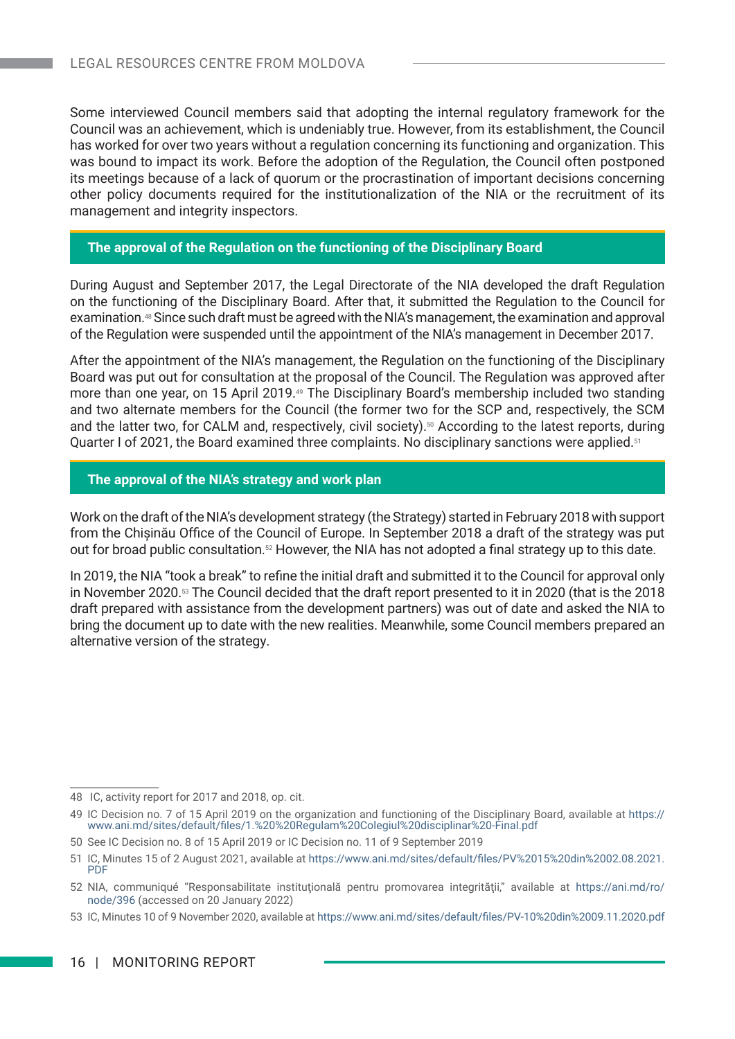Some interviewed Council members said that adopting the internal regulatory framework for the Council was an achievement, which is undeniably true. However, from its establishment, the Council has worked for over two years without a regulation concerning its functioning and organization. This was bound to impact its work. Before the adoption of the Regulation, the Council often postponed its meetings because of a lack of quorum or the procrastination of important decisions concerning other policy documents required for the institutionalization of the NIA or the recruitment of its management and integrity inspectors.

## The approval of the Regulation on the functioning of the Disciplinary Board

During August and September 2017, the Legal Directorate of the NIA developed the draft Regulation on the functioning of the Disciplinary Board. After that, it submitted the Regulation to the Council for examination.[48] Since such draft must be agreed with the NIA's management, the examination and approval of the Regulation were suspended until the appointment of the NIA's management in December 2017.

After the appointment of the NIA's management, the Regulation on the functioning of the Disciplinary Board was put out for consultation at the proposal of the Council. The Regulation was approved after more than one year, on 15 April 2019.[49] The Disciplinary Board's membership included two standing and two alternate members for the Council (the former two for the SCP and, respectively, the SCM and the latter two, for CALM and, respectively, civil society).[50] According to the latest reports, during Quarter I of 2021, the Board examined three complaints. No disciplinary sanctions were applied.[51]

## The approval of the NIA's strategy and work plan

Work on the draft of the NIA's development strategy (the Strategy) started in February 2018 with support from the Chișinău Office of the Council of Europe. In September 2018 a draft of the strategy was put out for broad public consultation.[52] However, the NIA has not adopted a final strategy up to this date.

In 2019, the NIA "took a break" to refine the initial draft and submitted it to the Council for approval only in November 2020.[53] The Council decided that the draft report presented to it in 2020 (that is the 2018 draft prepared with assistance from the development partners) was out of date and asked the NIA to bring the document up to date with the new realities. Meanwhile, some Council members prepared an alternative version of the strategy.

---

48 IC, activity report for 2017 and 2018, op. cit.

49 IC Decision no. 7 of 15 April 2019 on the organization and functioning of the Disciplinary Board, available at https://www.ani.md/sites/default/files/1.%20%20Regulam%20Colegiul%20disciplinar%20-Final.pdf

50 See IC Decision no. 8 of 15 April 2019 or IC Decision no. 11 of 9 September 2019

51 IC, Minutes 15 of 2 August 2021, available at https://www.ani.md/sites/default/files/PV%2015%20din%2002.08.2021.PDF

52 NIA, communiqué "Responsabilitate instituţională pentru promovarea integrităţii," available at https://ani.md/ro/node/396 (accessed on 20 January 2022)

53 IC, Minutes 10 of 9 November 2020, available at https://www.ani.md/sites/default/files/PV-10%20din%2009.11.2020.pdf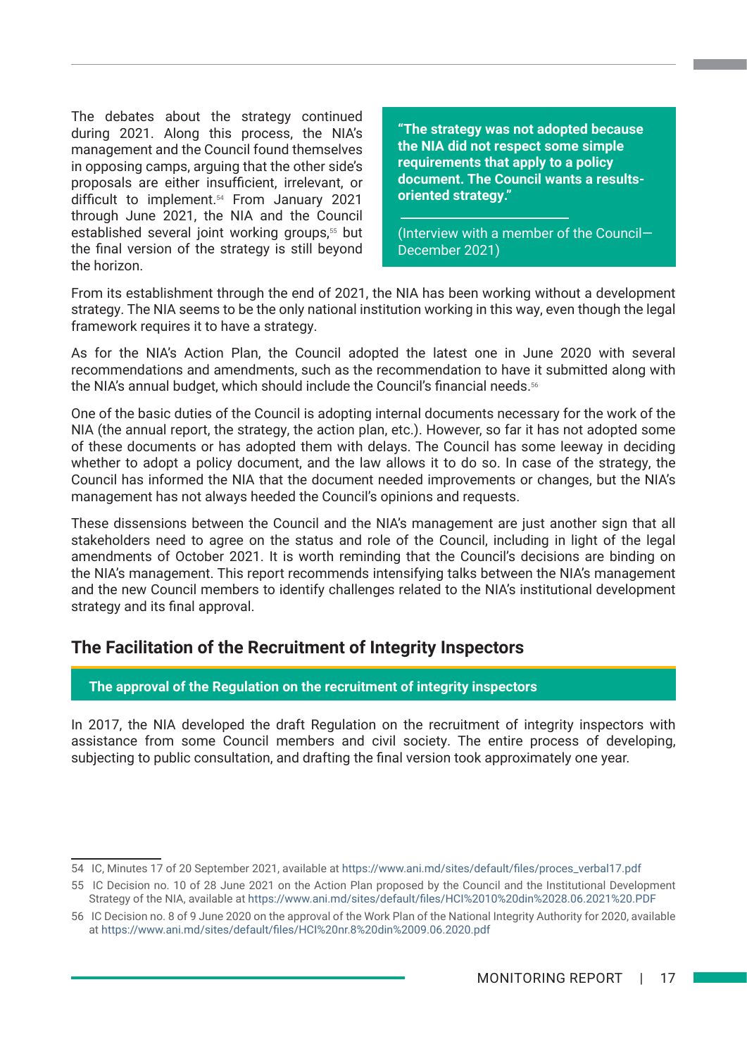The debates about the strategy continued during 2021. Along this process, the NIA's management and the Council found themselves in opposing camps, arguing that the other side's proposals are either insufficient, irrelevant, or difficult to implement.[54] From January 2021 through June 2021, the NIA and the Council established several joint working groups,[55] but the final version of the strategy is still beyond the horizon.

> **"The strategy was not adopted because the NIA did not respect some simple requirements that apply to a policy document. The Council wants a results-oriented strategy."**
>
> (Interview with a member of the Council—December 2021)

From its establishment through the end of 2021, the NIA has been working without a development strategy. The NIA seems to be the only national institution working in this way, even though the legal framework requires it to have a strategy.

As for the NIA's Action Plan, the Council adopted the latest one in June 2020 with several recommendations and amendments, such as the recommendation to have it submitted along with the NIA's annual budget, which should include the Council's financial needs.[56]

One of the basic duties of the Council is adopting internal documents necessary for the work of the NIA (the annual report, the strategy, the action plan, etc.). However, so far it has not adopted some of these documents or has adopted them with delays. The Council has some leeway in deciding whether to adopt a policy document, and the law allows it to do so. In case of the strategy, the Council has informed the NIA that the document needed improvements or changes, but the NIA's management has not always heeded the Council's opinions and requests.

These dissensions between the Council and the NIA's management are just another sign that all stakeholders need to agree on the status and role of the Council, including in light of the legal amendments of October 2021. It is worth reminding that the Council's decisions are binding on the NIA's management. This report recommends intensifying talks between the NIA's management and the new Council members to identify challenges related to the NIA's institutional development strategy and its final approval.

## The Facilitation of the Recruitment of Integrity Inspectors

### The approval of the Regulation on the recruitment of integrity inspectors

In 2017, the NIA developed the draft Regulation on the recruitment of integrity inspectors with assistance from some Council members and civil society. The entire process of developing, subjecting to public consultation, and drafting the final version took approximately one year.

---

54 IC, Minutes 17 of 20 September 2021, available at https://www.ani.md/sites/default/files/proces_verbal17.pdf

55 IC Decision no. 10 of 28 June 2021 on the Action Plan proposed by the Council and the Institutional Development Strategy of the NIA, available at https://www.ani.md/sites/default/files/HCI%2010%20din%2028.06.2021%20.PDF

56 IC Decision no. 8 of 9 June 2020 on the approval of the Work Plan of the National Integrity Authority for 2020, available at https://www.ani.md/sites/default/files/HCI%20nr.8%20din%2009.06.2020.pdf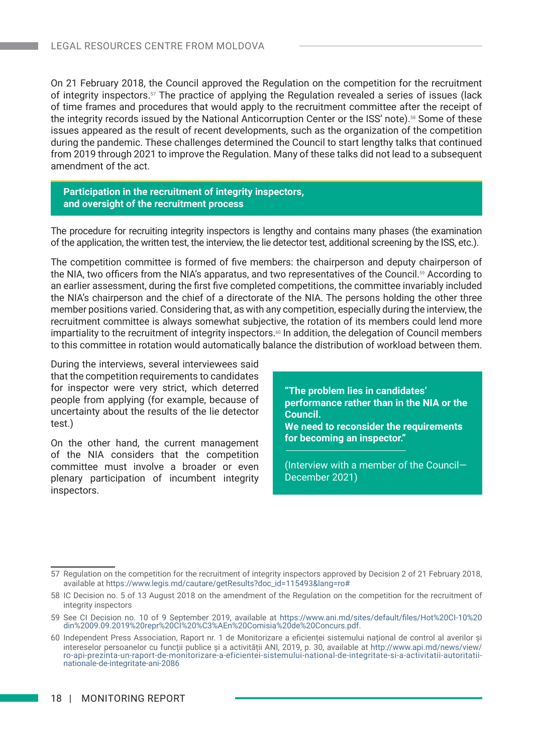On 21 February 2018, the Council approved the Regulation on the competition for the recruitment of integrity inspectors.[57] The practice of applying the Regulation revealed a series of issues (lack of time frames and procedures that would apply to the recruitment committee after the receipt of the integrity records issued by the National Anticorruption Center or the ISS' note).[58] Some of these issues appeared as the result of recent developments, such as the organization of the competition during the pandemic. These challenges determined the Council to start lengthy talks that continued from 2019 through 2021 to improve the Regulation. Many of these talks did not lead to a subsequent amendment of the act.

## Participation in the recruitment of integrity inspectors, and oversight of the recruitment process

The procedure for recruiting integrity inspectors is lengthy and contains many phases (the examination of the application, the written test, the interview, the lie detector test, additional screening by the ISS, etc.).

The competition committee is formed of five members: the chairperson and deputy chairperson of the NIA, two officers from the NIA's apparatus, and two representatives of the Council.[59] According to an earlier assessment, during the first five completed competitions, the committee invariably included the NIA's chairperson and the chief of a directorate of the NIA. The persons holding the other three member positions varied. Considering that, as with any competition, especially during the interview, the recruitment committee is always somewhat subjective, the rotation of its members could lend more impartiality to the recruitment of integrity inspectors.[60] In addition, the delegation of Council members to this committee in rotation would automatically balance the distribution of workload between them.

During the interviews, several interviewees said that the competition requirements to candidates for inspector were very strict, which deterred people from applying (for example, because of uncertainty about the results of the lie detector test.)

On the other hand, the current management of the NIA considers that the competition committee must involve a broader or even plenary participation of incumbent integrity inspectors.

> **"The problem lies in candidates' performance rather than in the NIA or the Council.**
> **We need to reconsider the requirements for becoming an inspector."**
>
> (Interview with a member of the Council—December 2021)

---

57 Regulation on the competition for the recruitment of integrity inspectors approved by Decision 2 of 21 February 2018, available at https://www.legis.md/cautare/getResults?doc_id=115493&lang=ro#

58 IC Decision no. 5 of 13 August 2018 on the amendment of the Regulation on the competition for the recruitment of integrity inspectors

59 See CI Decision no. 10 of 9 September 2019, available at https://www.ani.md/sites/default/files/Hot%20CI-10%20din%2009.09.2019%20repr%20CI%20%C3%AEn%20Comisia%20de%20Concurs.pdf.

60 Independent Press Association, Raport nr. 1 de Monitorizare a eficienței sistemului național de control al averilor și intereselor persoanelor cu funcții publice și a activității ANI, 2019, p. 30, available at http://www.api.md/news/view/ro-api-prezinta-un-raport-de-monitorizare-a-eficientei-sistemului-national-de-integritate-si-a-activitatii-autoritatii-nationale-de-integritate-ani-2086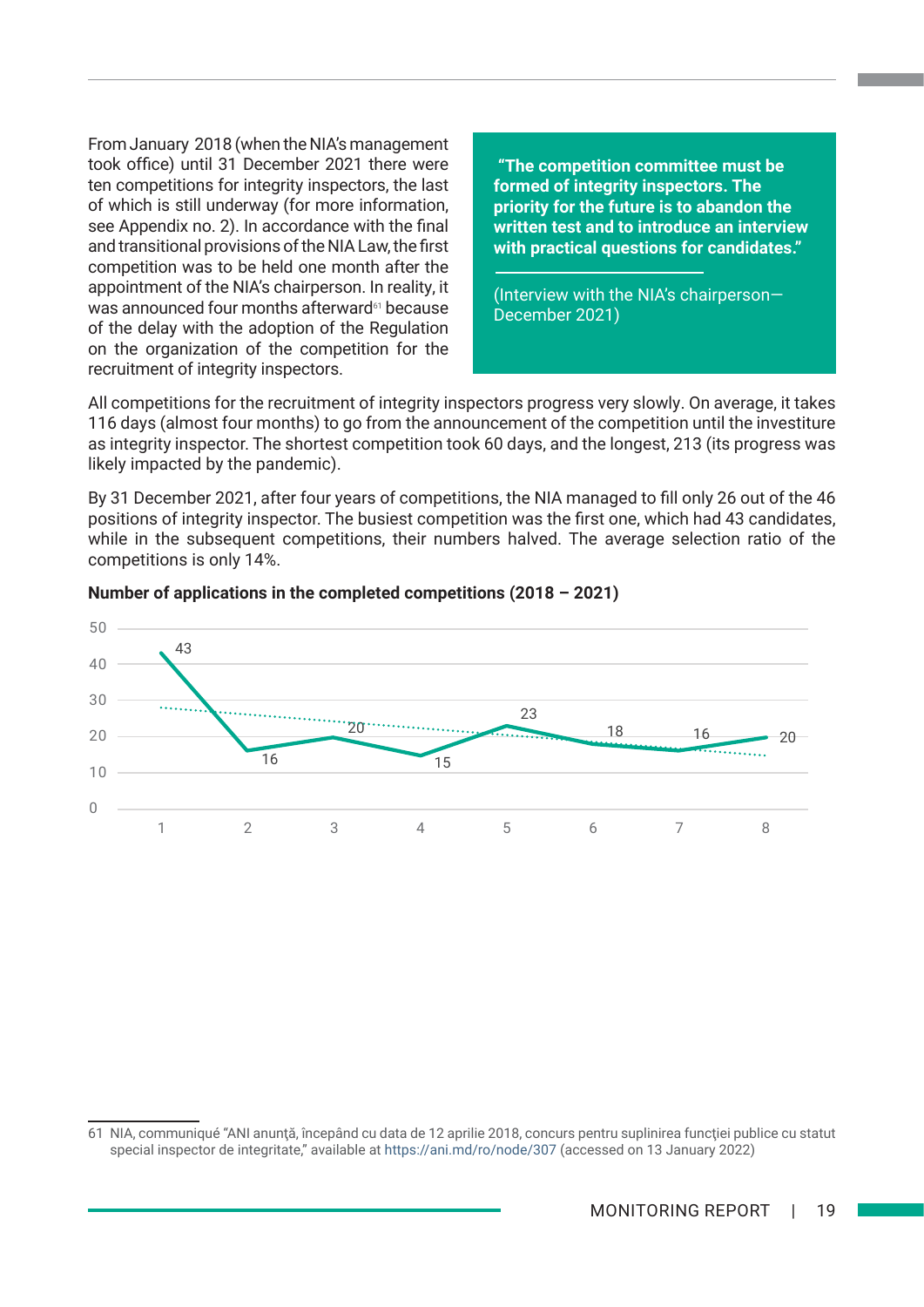From January 2018 (when the NIA's management took office) until 31 December 2021 there were ten competitions for integrity inspectors, the last of which is still underway (for more information, see Appendix no. 2). In accordance with the final and transitional provisions of the NIA Law, the first competition was to be held one month after the appointment of the NIA's chairperson. In reality, it was announced four months afterward[61] because of the delay with the adoption of the Regulation on the organization of the competition for the recruitment of integrity inspectors.

> **"The competition committee must be formed of integrity inspectors. The priority for the future is to abandon the written test and to introduce an interview with practical questions for candidates."**
>
> (Interview with the NIA's chairperson—December 2021)

All competitions for the recruitment of integrity inspectors progress very slowly. On average, it takes 116 days (almost four months) to go from the announcement of the competition until the investiture as integrity inspector. The shortest competition took 60 days, and the longest, 213 (its progress was likely impacted by the pandemic).

By 31 December 2021, after four years of competitions, the NIA managed to fill only 26 out of the 46 positions of integrity inspector. The busiest competition was the first one, which had 43 candidates, while in the subsequent competitions, their numbers halved. The average selection ratio of the competitions is only 14%.

**Number of applications in the completed competitions (2018 – 2021)**

| Competition | 1 | 2 | 3 | 4 | 5 | 6 | 7 | 8 |
|---|---|---|---|---|---|---|---|---|
| Number of applications | 43 | 16 | 20 | 15 | 23 | 18 | 16 | 20 |

61 NIA, communiqué "ANI anunţă, începând cu data de 12 aprilie 2018, concurs pentru suplinirea funcţiei publice cu statut special inspector de integritate," available at https://ani.md/ro/node/307 (accessed on 13 January 2022)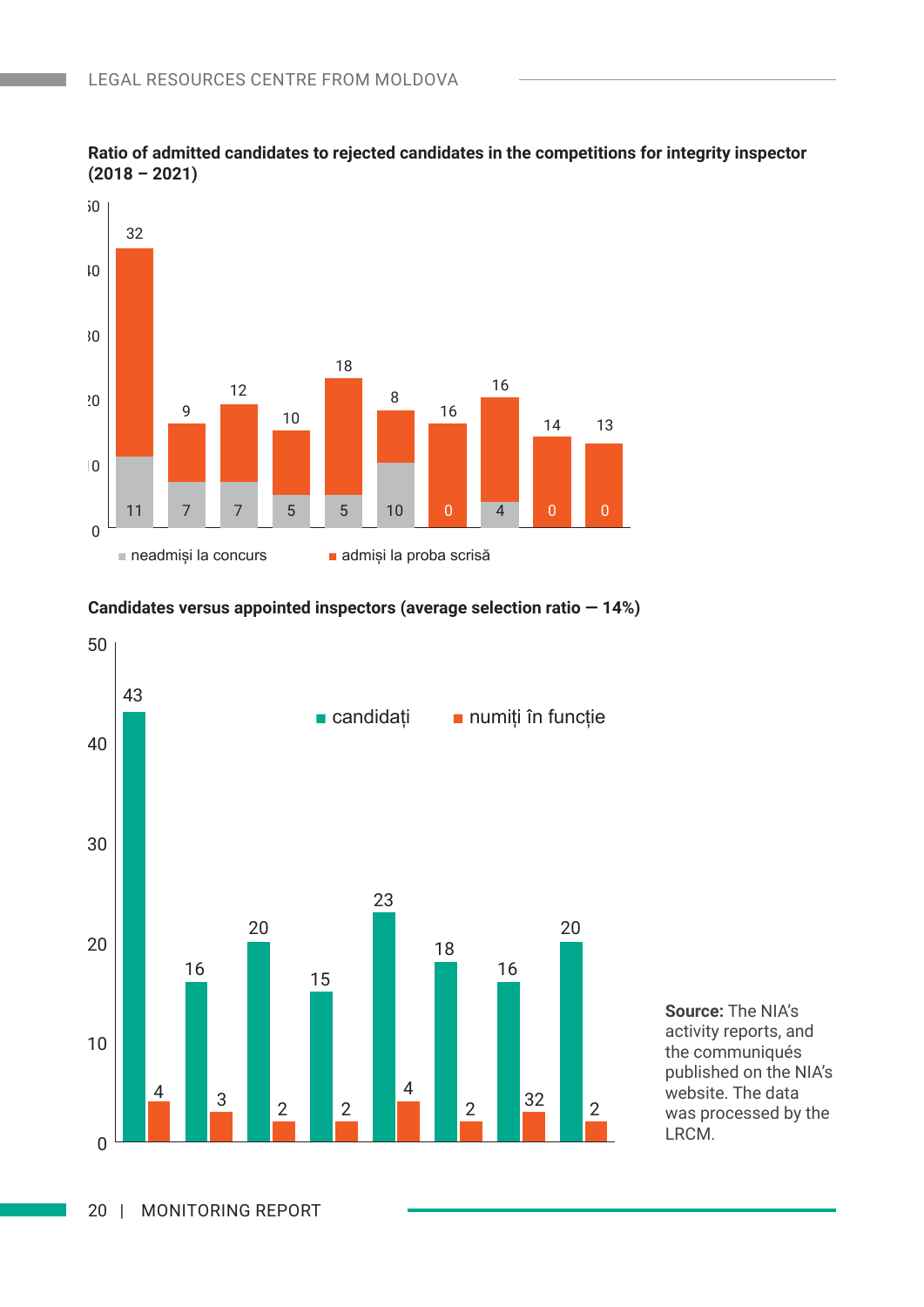**Ratio of admitted candidates to rejected candidates in the competitions for integrity inspector (2018 – 2021)**

| neadmiși la concurs | admiși la proba scrisă |
| --- | --- |
| 11 | 32 |
| 7 | 9 |
| 7 | 12 |
| 5 | 10 |
| 5 | 18 |
| 10 | 8 |
| 0 | 16 |
| 4 | 16 |
| 0 | 14 |
| 0 | 13 |

**Candidates versus appointed inspectors (average selection ratio — 14%)**

| candidați | numiți în funcție |
| --- | --- |
| 43 | 4 |
| 16 | 3 |
| 20 | 2 |
| 15 | 2 |
| 23 | 4 |
| 18 | 2 |
| 16 | 32 |
| 20 | 2 |

**Source:** The NIA's activity reports, and the communiqués published on the NIA's website. The data was processed by the LRCM.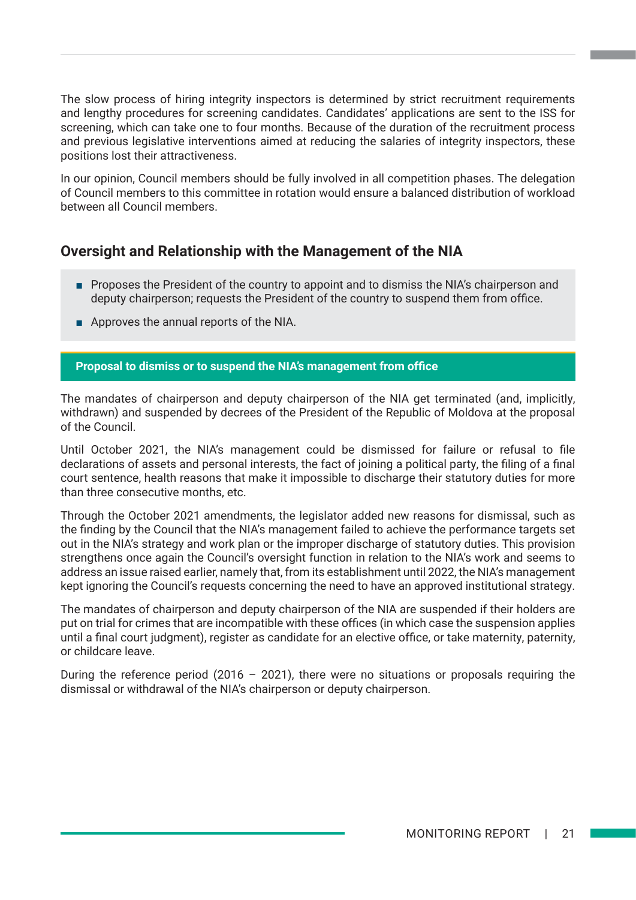The slow process of hiring integrity inspectors is determined by strict recruitment requirements and lengthy procedures for screening candidates. Candidates' applications are sent to the ISS for screening, which can take one to four months. Because of the duration of the recruitment process and previous legislative interventions aimed at reducing the salaries of integrity inspectors, these positions lost their attractiveness.

In our opinion, Council members should be fully involved in all competition phases. The delegation of Council members to this committee in rotation would ensure a balanced distribution of workload between all Council members.

## Oversight and Relationship with the Management of the NIA

- Proposes the President of the country to appoint and to dismiss the NIA's chairperson and deputy chairperson; requests the President of the country to suspend them from office.
- Approves the annual reports of the NIA.

### Proposal to dismiss or to suspend the NIA's management from office

The mandates of chairperson and deputy chairperson of the NIA get terminated (and, implicitly, withdrawn) and suspended by decrees of the President of the Republic of Moldova at the proposal of the Council.

Until October 2021, the NIA's management could be dismissed for failure or refusal to file declarations of assets and personal interests, the fact of joining a political party, the filing of a final court sentence, health reasons that make it impossible to discharge their statutory duties for more than three consecutive months, etc.

Through the October 2021 amendments, the legislator added new reasons for dismissal, such as the finding by the Council that the NIA's management failed to achieve the performance targets set out in the NIA's strategy and work plan or the improper discharge of statutory duties. This provision strengthens once again the Council's oversight function in relation to the NIA's work and seems to address an issue raised earlier, namely that, from its establishment until 2022, the NIA's management kept ignoring the Council's requests concerning the need to have an approved institutional strategy.

The mandates of chairperson and deputy chairperson of the NIA are suspended if their holders are put on trial for crimes that are incompatible with these offices (in which case the suspension applies until a final court judgment), register as candidate for an elective office, or take maternity, paternity, or childcare leave.

During the reference period (2016 – 2021), there were no situations or proposals requiring the dismissal or withdrawal of the NIA's chairperson or deputy chairperson.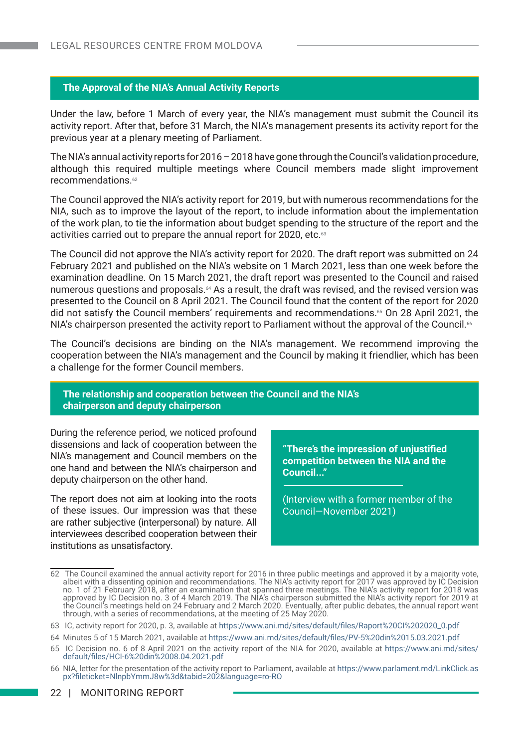## The Approval of the NIA's Annual Activity Reports

Under the law, before 1 March of every year, the NIA's management must submit the Council its activity report. After that, before 31 March, the NIA's management presents its activity report for the previous year at a plenary meeting of Parliament.

The NIA's annual activity reports for 2016 – 2018 have gone through the Council's validation procedure, although this required multiple meetings where Council members made slight improvement recommendations.[62]

The Council approved the NIA's activity report for 2019, but with numerous recommendations for the NIA, such as to improve the layout of the report, to include information about the implementation of the work plan, to tie the information about budget spending to the structure of the report and the activities carried out to prepare the annual report for 2020, etc.[63]

The Council did not approve the NIA's activity report for 2020. The draft report was submitted on 24 February 2021 and published on the NIA's website on 1 March 2021, less than one week before the examination deadline. On 15 March 2021, the draft report was presented to the Council and raised numerous questions and proposals.[64] As a result, the draft was revised, and the revised version was presented to the Council on 8 April 2021. The Council found that the content of the report for 2020 did not satisfy the Council members' requirements and recommendations.[65] On 28 April 2021, the NIA's chairperson presented the activity report to Parliament without the approval of the Council.[66]

The Council's decisions are binding on the NIA's management. We recommend improving the cooperation between the NIA's management and the Council by making it friendlier, which has been a challenge for the former Council members.

## The relationship and cooperation between the Council and the NIA's chairperson and deputy chairperson

During the reference period, we noticed profound dissensions and lack of cooperation between the NIA's management and Council members on the one hand and between the NIA's chairperson and deputy chairperson on the other hand.

The report does not aim at looking into the roots of these issues. Our impression was that these are rather subjective (interpersonal) by nature. All interviewees described cooperation between their institutions as unsatisfactory.

> **"There's the impression of unjustified competition between the NIA and the Council..."**
>
> (Interview with a former member of the Council—November 2021)

---

62 The Council examined the annual activity report for 2016 in three public meetings and approved it by a majority vote, albeit with a dissenting opinion and recommendations. The NIA's activity report for 2017 was approved by IC Decision no. 1 of 21 February 2018, after an examination that spanned three meetings. The NIA's activity report for 2018 was approved by IC Decision no. 3 of 4 March 2019. The NIA's chairperson submitted the NIA's activity report for 2019 at the Council's meetings held on 24 February and 2 March 2020. Eventually, after public debates, the annual report went through, with a series of recommendations, at the meeting of 25 May 2020.

63 IC, activity report for 2020, p. 3, available at https://www.ani.md/sites/default/files/Raport%20CI%202020_0.pdf

64 Minutes 5 of 15 March 2021, available at https://www.ani.md/sites/default/files/PV-5%20din%2015.03.2021.pdf

65 IC Decision no. 6 of 8 April 2021 on the activity report of the NIA for 2020, available at https://www.ani.md/sites/default/files/HCI-6%20din%2008.04.2021.pdf

66 NIA, letter for the presentation of the activity report to Parliament, available at https://www.parlament.md/LinkClick.aspx?fileticket=NlnpbYmmJ8w%3d&tabid=202&language=ro-RO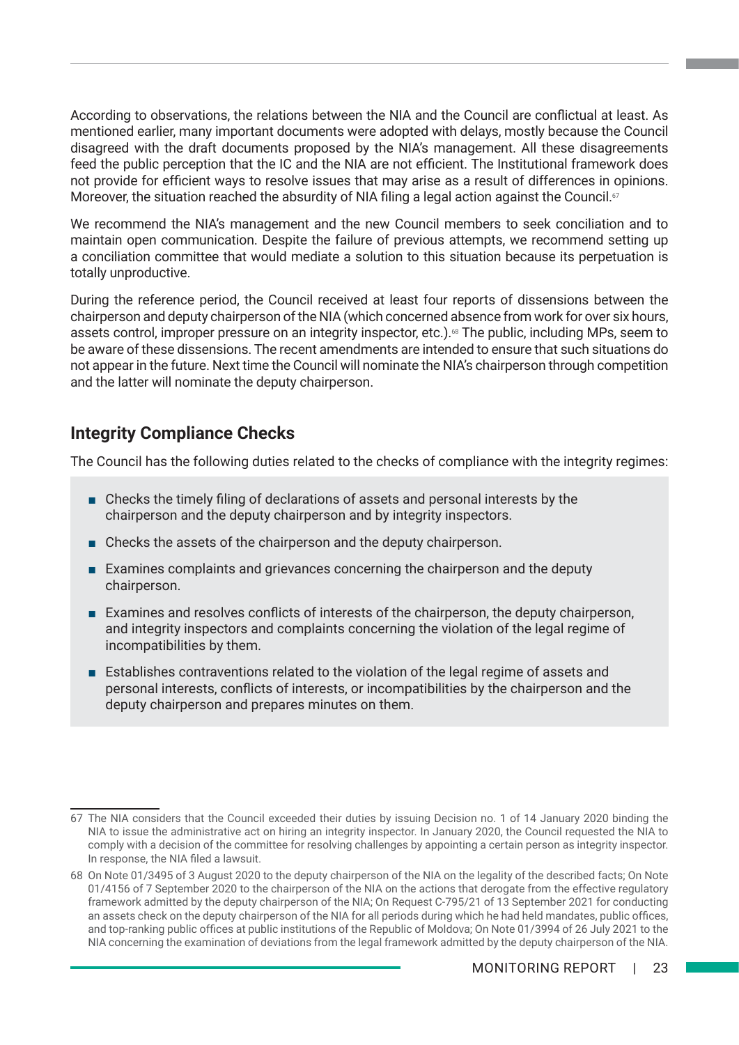According to observations, the relations between the NIA and the Council are conflictual at least. As mentioned earlier, many important documents were adopted with delays, mostly because the Council disagreed with the draft documents proposed by the NIA's management. All these disagreements feed the public perception that the IC and the NIA are not efficient. The Institutional framework does not provide for efficient ways to resolve issues that may arise as a result of differences in opinions. Moreover, the situation reached the absurdity of NIA filing a legal action against the Council.[67]

We recommend the NIA's management and the new Council members to seek conciliation and to maintain open communication. Despite the failure of previous attempts, we recommend setting up a conciliation committee that would mediate a solution to this situation because its perpetuation is totally unproductive.

During the reference period, the Council received at least four reports of dissensions between the chairperson and deputy chairperson of the NIA (which concerned absence from work for over six hours, assets control, improper pressure on an integrity inspector, etc.).[68] The public, including MPs, seem to be aware of these dissensions. The recent amendments are intended to ensure that such situations do not appear in the future. Next time the Council will nominate the NIA's chairperson through competition and the latter will nominate the deputy chairperson.

## Integrity Compliance Checks

The Council has the following duties related to the checks of compliance with the integrity regimes:

- Checks the timely filing of declarations of assets and personal interests by the chairperson and the deputy chairperson and by integrity inspectors.
- Checks the assets of the chairperson and the deputy chairperson.
- Examines complaints and grievances concerning the chairperson and the deputy chairperson.
- Examines and resolves conflicts of interests of the chairperson, the deputy chairperson, and integrity inspectors and complaints concerning the violation of the legal regime of incompatibilities by them.
- Establishes contraventions related to the violation of the legal regime of assets and personal interests, conflicts of interests, or incompatibilities by the chairperson and the deputy chairperson and prepares minutes on them.

---

67 The NIA considers that the Council exceeded their duties by issuing Decision no. 1 of 14 January 2020 binding the NIA to issue the administrative act on hiring an integrity inspector. In January 2020, the Council requested the NIA to comply with a decision of the committee for resolving challenges by appointing a certain person as integrity inspector. In response, the NIA filed a lawsuit.

68 On Note 01/3495 of 3 August 2020 to the deputy chairperson of the NIA on the legality of the described facts; On Note 01/4156 of 7 September 2020 to the chairperson of the NIA on the actions that derogate from the effective regulatory framework admitted by the deputy chairperson of the NIA; On Request C-795/21 of 13 September 2021 for conducting an assets check on the deputy chairperson of the NIA for all periods during which he had held mandates, public offices, and top-ranking public offices at public institutions of the Republic of Moldova; On Note 01/3994 of 26 July 2021 to the NIA concerning the examination of deviations from the legal framework admitted by the deputy chairperson of the NIA.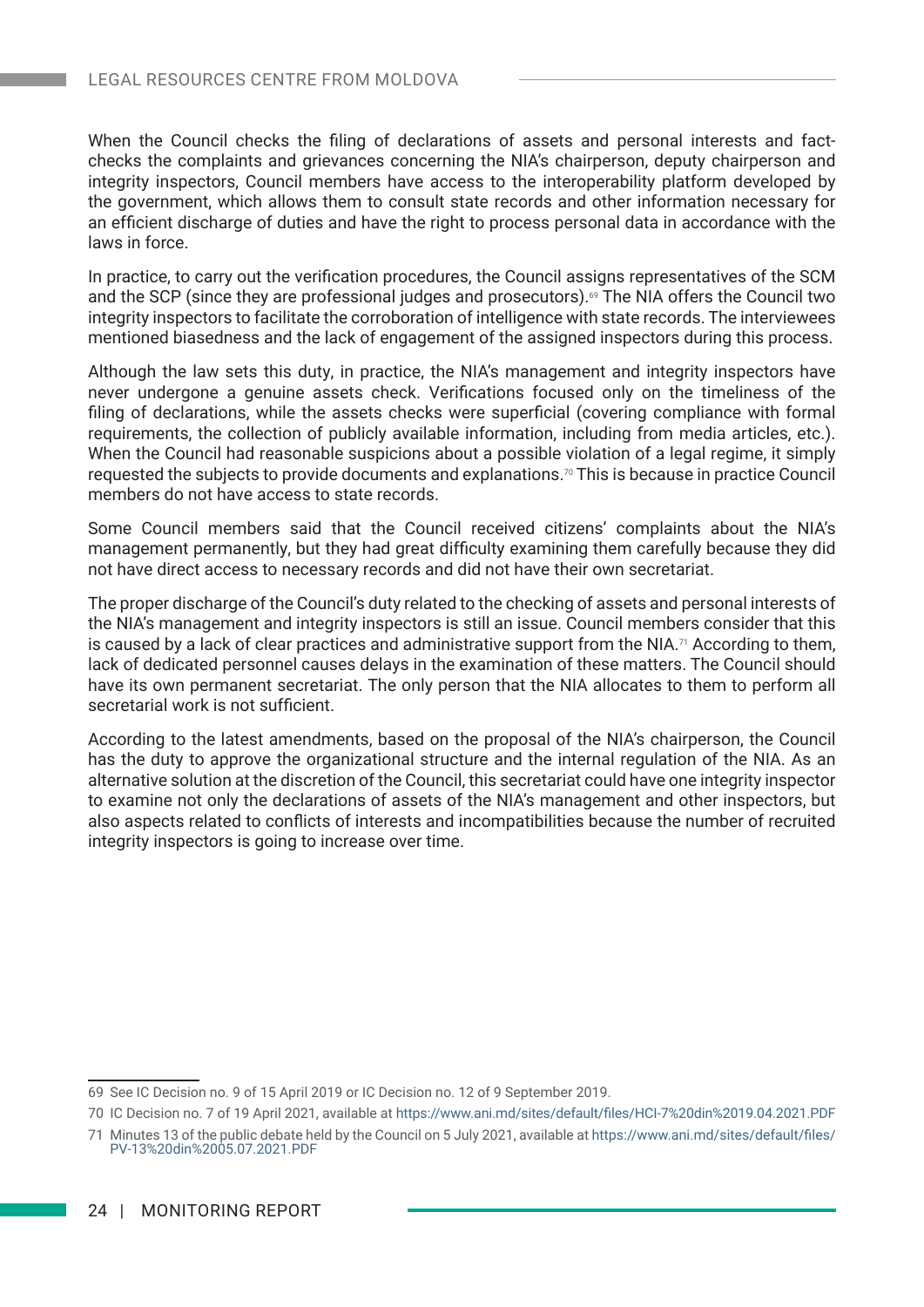When the Council checks the filing of declarations of assets and personal interests and fact-checks the complaints and grievances concerning the NIA's chairperson, deputy chairperson and integrity inspectors, Council members have access to the interoperability platform developed by the government, which allows them to consult state records and other information necessary for an efficient discharge of duties and have the right to process personal data in accordance with the laws in force.

In practice, to carry out the verification procedures, the Council assigns representatives of the SCM and the SCP (since they are professional judges and prosecutors).[69] The NIA offers the Council two integrity inspectors to facilitate the corroboration of intelligence with state records. The interviewees mentioned biasedness and the lack of engagement of the assigned inspectors during this process.

Although the law sets this duty, in practice, the NIA's management and integrity inspectors have never undergone a genuine assets check. Verifications focused only on the timeliness of the filing of declarations, while the assets checks were superficial (covering compliance with formal requirements, the collection of publicly available information, including from media articles, etc.). When the Council had reasonable suspicions about a possible violation of a legal regime, it simply requested the subjects to provide documents and explanations.[70] This is because in practice Council members do not have access to state records.

Some Council members said that the Council received citizens' complaints about the NIA's management permanently, but they had great difficulty examining them carefully because they did not have direct access to necessary records and did not have their own secretariat.

The proper discharge of the Council's duty related to the checking of assets and personal interests of the NIA's management and integrity inspectors is still an issue. Council members consider that this is caused by a lack of clear practices and administrative support from the NIA.[71] According to them, lack of dedicated personnel causes delays in the examination of these matters. The Council should have its own permanent secretariat. The only person that the NIA allocates to them to perform all secretarial work is not sufficient.

According to the latest amendments, based on the proposal of the NIA's chairperson, the Council has the duty to approve the organizational structure and the internal regulation of the NIA. As an alternative solution at the discretion of the Council, this secretariat could have one integrity inspector to examine not only the declarations of assets of the NIA's management and other inspectors, but also aspects related to conflicts of interests and incompatibilities because the number of recruited integrity inspectors is going to increase over time.

---

69 See IC Decision no. 9 of 15 April 2019 or IC Decision no. 12 of 9 September 2019.

70 IC Decision no. 7 of 19 April 2021, available at https://www.ani.md/sites/default/files/HCI-7%20din%2019.04.2021.PDF

71 Minutes 13 of the public debate held by the Council on 5 July 2021, available at https://www.ani.md/sites/default/files/PV-13%20din%2005.07.2021.PDF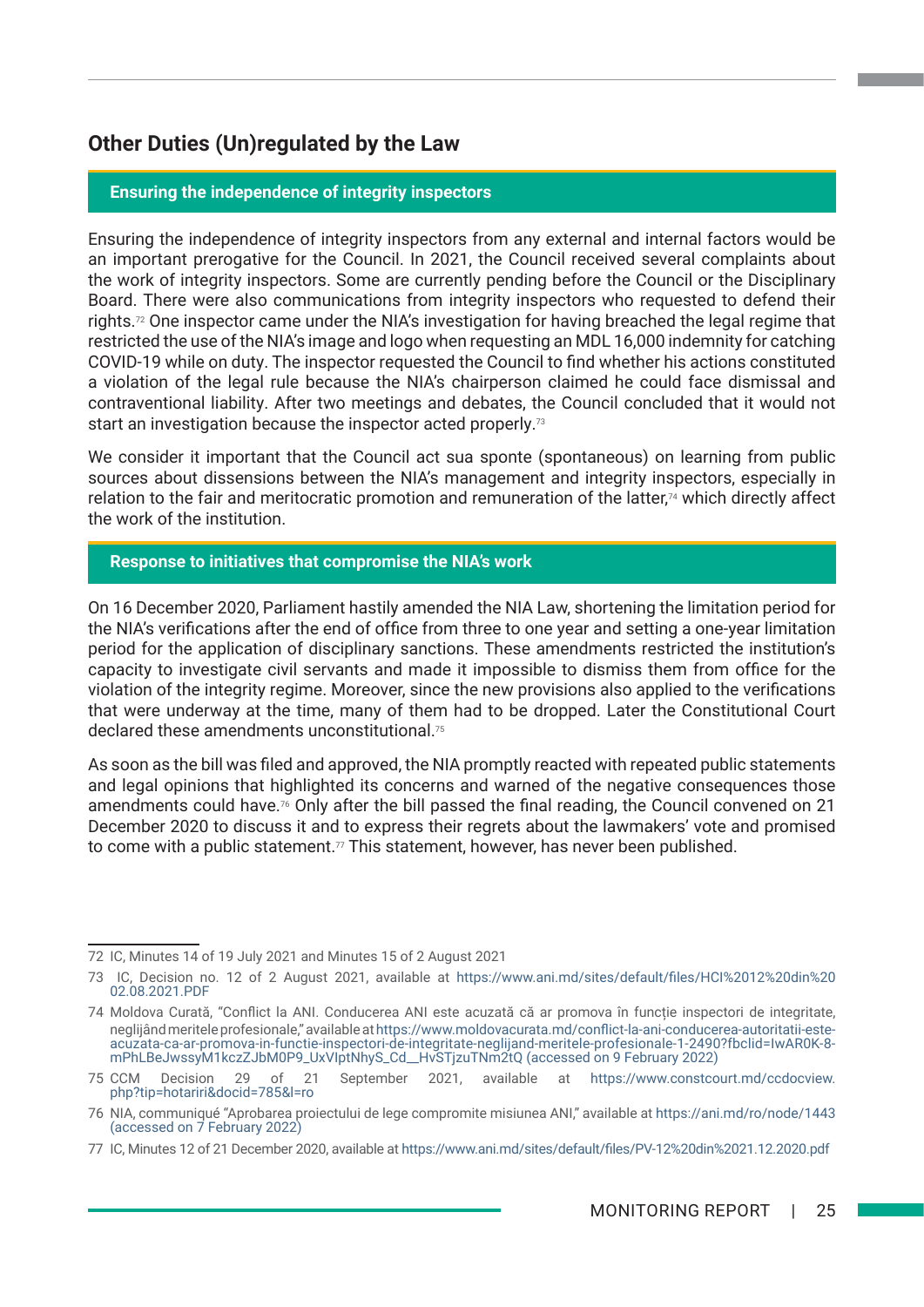## Other Duties (Un)regulated by the Law

### Ensuring the independence of integrity inspectors

Ensuring the independence of integrity inspectors from any external and internal factors would be an important prerogative for the Council. In 2021, the Council received several complaints about the work of integrity inspectors. Some are currently pending before the Council or the Disciplinary Board. There were also communications from integrity inspectors who requested to defend their rights.[72] One inspector came under the NIA's investigation for having breached the legal regime that restricted the use of the NIA's image and logo when requesting an MDL 16,000 indemnity for catching COVID-19 while on duty. The inspector requested the Council to find whether his actions constituted a violation of the legal rule because the NIA's chairperson claimed he could face dismissal and contraventional liability. After two meetings and debates, the Council concluded that it would not start an investigation because the inspector acted properly.[73]

We consider it important that the Council act sua sponte (spontaneous) on learning from public sources about dissensions between the NIA's management and integrity inspectors, especially in relation to the fair and meritocratic promotion and remuneration of the latter,[74] which directly affect the work of the institution.

### Response to initiatives that compromise the NIA's work

On 16 December 2020, Parliament hastily amended the NIA Law, shortening the limitation period for the NIA's verifications after the end of office from three to one year and setting a one-year limitation period for the application of disciplinary sanctions. These amendments restricted the institution's capacity to investigate civil servants and made it impossible to dismiss them from office for the violation of the integrity regime. Moreover, since the new provisions also applied to the verifications that were underway at the time, many of them had to be dropped. Later the Constitutional Court declared these amendments unconstitutional.[75]

As soon as the bill was filed and approved, the NIA promptly reacted with repeated public statements and legal opinions that highlighted its concerns and warned of the negative consequences those amendments could have.[76] Only after the bill passed the final reading, the Council convened on 21 December 2020 to discuss it and to express their regrets about the lawmakers' vote and promised to come with a public statement.[77] This statement, however, has never been published.

---

72 IC, Minutes 14 of 19 July 2021 and Minutes 15 of 2 August 2021

73 IC, Decision no. 12 of 2 August 2021, available at https://www.ani.md/sites/default/files/HCI%2012%20din%2002.08.2021.PDF

74 Moldova Curată, "Conflict la ANI. Conducerea ANI este acuzată că ar promova în funcție inspectori de integritate, neglijând meritele profesionale," available at https://www.moldovacurata.md/conflict-la-ani-conducerea-autoritatii-este-acuzata-ca-ar-promova-in-functie-inspectori-de-integritate-neglijand-meritele-profesionale-1-2490?fbclid=IwAR0K-8-mPhLBeJwssyM1kczZJbM0P9_UxVIptNhyS_Cd__HvSTjzuTNm2tQ (accessed on 9 February 2022)

75 CCM Decision 29 of 21 September 2021, available at https://www.constcourt.md/ccdocview.php?tip=hotariri&docid=785&l=ro

76 NIA, communiqué "Aprobarea proiectului de lege compromite misiunea ANI," available at https://ani.md/ro/node/1443 (accessed on 7 February 2022)

77 IC, Minutes 12 of 21 December 2020, available at https://www.ani.md/sites/default/files/PV-12%20din%2021.12.2020.pdf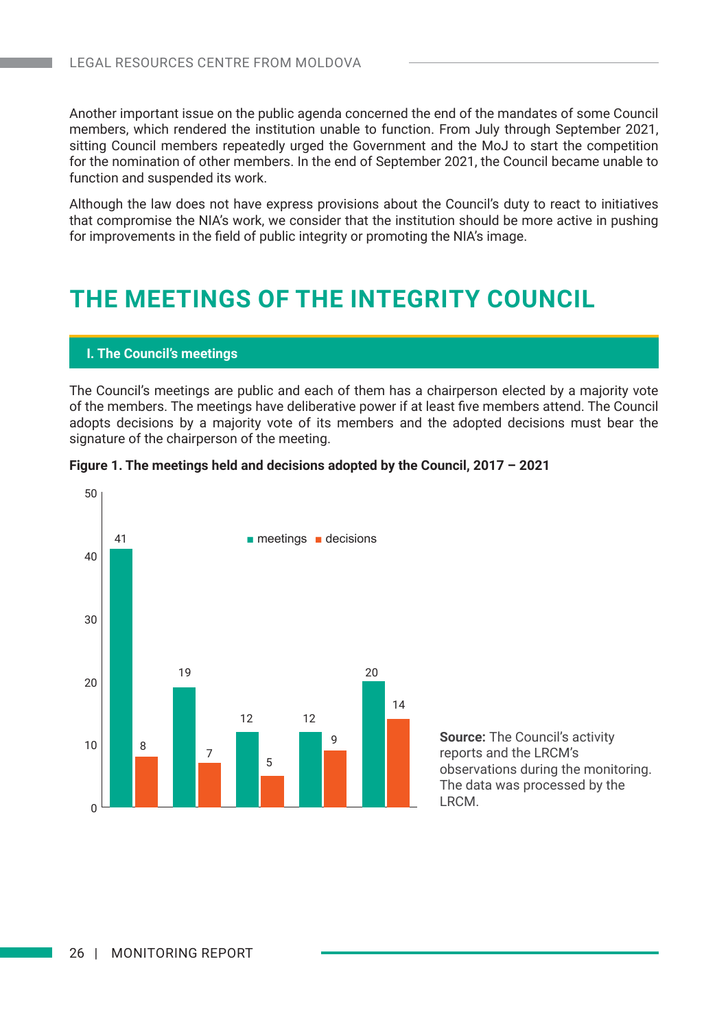Another important issue on the public agenda concerned the end of the mandates of some Council members, which rendered the institution unable to function. From July through September 2021, sitting Council members repeatedly urged the Government and the MoJ to start the competition for the nomination of other members. In the end of September 2021, the Council became unable to function and suspended its work.

Although the law does not have express provisions about the Council's duty to react to initiatives that compromise the NIA's work, we consider that the institution should be more active in pushing for improvements in the field of public integrity or promoting the NIA's image.

# THE MEETINGS OF THE INTEGRITY COUNCIL

## I. The Council's meetings

The Council's meetings are public and each of them has a chairperson elected by a majority vote of the members. The meetings have deliberative power if at least five members attend. The Council adopts decisions by a majority vote of its members and the adopted decisions must bear the signature of the chairperson of the meeting.

**Figure 1. The meetings held and decisions adopted by the Council, 2017 – 2021**

| | meetings | decisions |
|---|---|---|
| | 41 | 8 |
| | 19 | 7 |
| | 12 | 5 |
| | 12 | 9 |
| | 20 | 14 |

**Source:** The Council's activity reports and the LRCM's observations during the monitoring. The data was processed by the LRCM.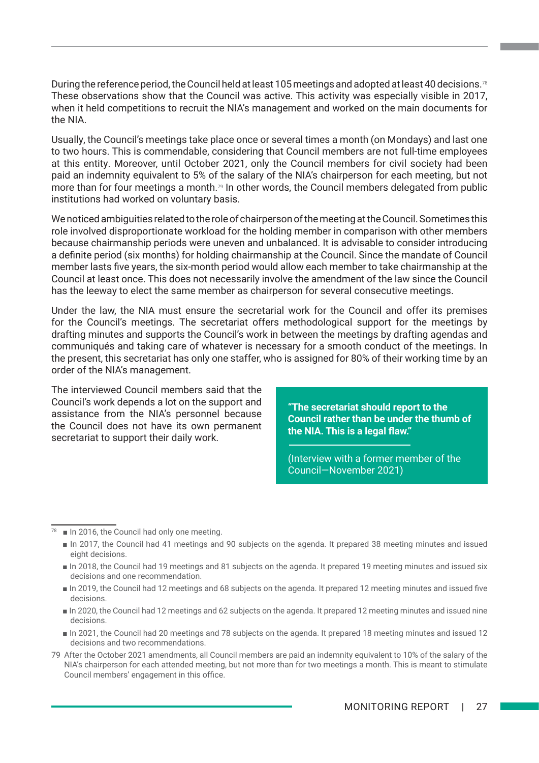During the reference period, the Council held at least 105 meetings and adopted at least 40 decisions.[78] These observations show that the Council was active. This activity was especially visible in 2017, when it held competitions to recruit the NIA's management and worked on the main documents for the NIA.

Usually, the Council's meetings take place once or several times a month (on Mondays) and last one to two hours. This is commendable, considering that Council members are not full-time employees at this entity. Moreover, until October 2021, only the Council members for civil society had been paid an indemnity equivalent to 5% of the salary of the NIA's chairperson for each meeting, but not more than for four meetings a month.[79] In other words, the Council members delegated from public institutions had worked on voluntary basis.

We noticed ambiguities related to the role of chairperson of the meeting at the Council. Sometimes this role involved disproportionate workload for the holding member in comparison with other members because chairmanship periods were uneven and unbalanced. It is advisable to consider introducing a definite period (six months) for holding chairmanship at the Council. Since the mandate of Council member lasts five years, the six-month period would allow each member to take chairmanship at the Council at least once. This does not necessarily involve the amendment of the law since the Council has the leeway to elect the same member as chairperson for several consecutive meetings.

Under the law, the NIA must ensure the secretarial work for the Council and offer its premises for the Council's meetings. The secretariat offers methodological support for the meetings by drafting minutes and supports the Council's work in between the meetings by drafting agendas and communiqués and taking care of whatever is necessary for a smooth conduct of the meetings. In the present, this secretariat has only one staffer, who is assigned for 80% of their working time by an order of the NIA's management.

The interviewed Council members said that the Council's work depends a lot on the support and assistance from the NIA's personnel because the Council does not have its own permanent secretariat to support their daily work.

> **"The secretariat should report to the Council rather than be under the thumb of the NIA. This is a legal flaw."**
>
> (Interview with a former member of the Council—November 2021)

---

[78]
- In 2016, the Council had only one meeting.
- In 2017, the Council had 41 meetings and 90 subjects on the agenda. It prepared 38 meeting minutes and issued eight decisions.
- In 2018, the Council had 19 meetings and 81 subjects on the agenda. It prepared 19 meeting minutes and issued six decisions and one recommendation.
- In 2019, the Council had 12 meetings and 68 subjects on the agenda. It prepared 12 meeting minutes and issued five decisions.
- In 2020, the Council had 12 meetings and 62 subjects on the agenda. It prepared 12 meeting minutes and issued nine decisions.
- In 2021, the Council had 20 meetings and 78 subjects on the agenda. It prepared 18 meeting minutes and issued 12 decisions and two recommendations.

[79] After the October 2021 amendments, all Council members are paid an indemnity equivalent to 10% of the salary of the NIA's chairperson for each attended meeting, but not more than for two meetings a month. This is meant to stimulate Council members' engagement in this office.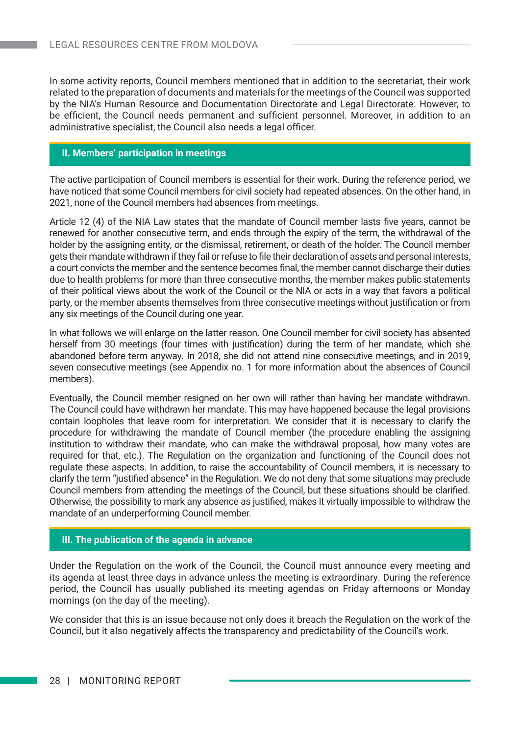In some activity reports, Council members mentioned that in addition to the secretariat, their work related to the preparation of documents and materials for the meetings of the Council was supported by the NIA's Human Resource and Documentation Directorate and Legal Directorate. However, to be efficient, the Council needs permanent and sufficient personnel. Moreover, in addition to an administrative specialist, the Council also needs a legal officer.

## II. Members' participation in meetings

The active participation of Council members is essential for their work. During the reference period, we have noticed that some Council members for civil society had repeated absences. On the other hand, in 2021, none of the Council members had absences from meetings.

Article 12 (4) of the NIA Law states that the mandate of Council member lasts five years, cannot be renewed for another consecutive term, and ends through the expiry of the term, the withdrawal of the holder by the assigning entity, or the dismissal, retirement, or death of the holder. The Council member gets their mandate withdrawn if they fail or refuse to file their declaration of assets and personal interests, a court convicts the member and the sentence becomes final, the member cannot discharge their duties due to health problems for more than three consecutive months, the member makes public statements of their political views about the work of the Council or the NIA or acts in a way that favors a political party, or the member absents themselves from three consecutive meetings without justification or from any six meetings of the Council during one year.

In what follows we will enlarge on the latter reason. One Council member for civil society has absented herself from 30 meetings (four times with justification) during the term of her mandate, which she abandoned before term anyway. In 2018, she did not attend nine consecutive meetings, and in 2019, seven consecutive meetings (see Appendix no. 1 for more information about the absences of Council members).

Eventually, the Council member resigned on her own will rather than having her mandate withdrawn. The Council could have withdrawn her mandate. This may have happened because the legal provisions contain loopholes that leave room for interpretation. We consider that it is necessary to clarify the procedure for withdrawing the mandate of Council member (the procedure enabling the assigning institution to withdraw their mandate, who can make the withdrawal proposal, how many votes are required for that, etc.). The Regulation on the organization and functioning of the Council does not regulate these aspects. In addition, to raise the accountability of Council members, it is necessary to clarify the term "justified absence" in the Regulation. We do not deny that some situations may preclude Council members from attending the meetings of the Council, but these situations should be clarified. Otherwise, the possibility to mark any absence as justified, makes it virtually impossible to withdraw the mandate of an underperforming Council member.

## III. The publication of the agenda in advance

Under the Regulation on the work of the Council, the Council must announce every meeting and its agenda at least three days in advance unless the meeting is extraordinary. During the reference period, the Council has usually published its meeting agendas on Friday afternoons or Monday mornings (on the day of the meeting).

We consider that this is an issue because not only does it breach the Regulation on the work of the Council, but it also negatively affects the transparency and predictability of the Council's work.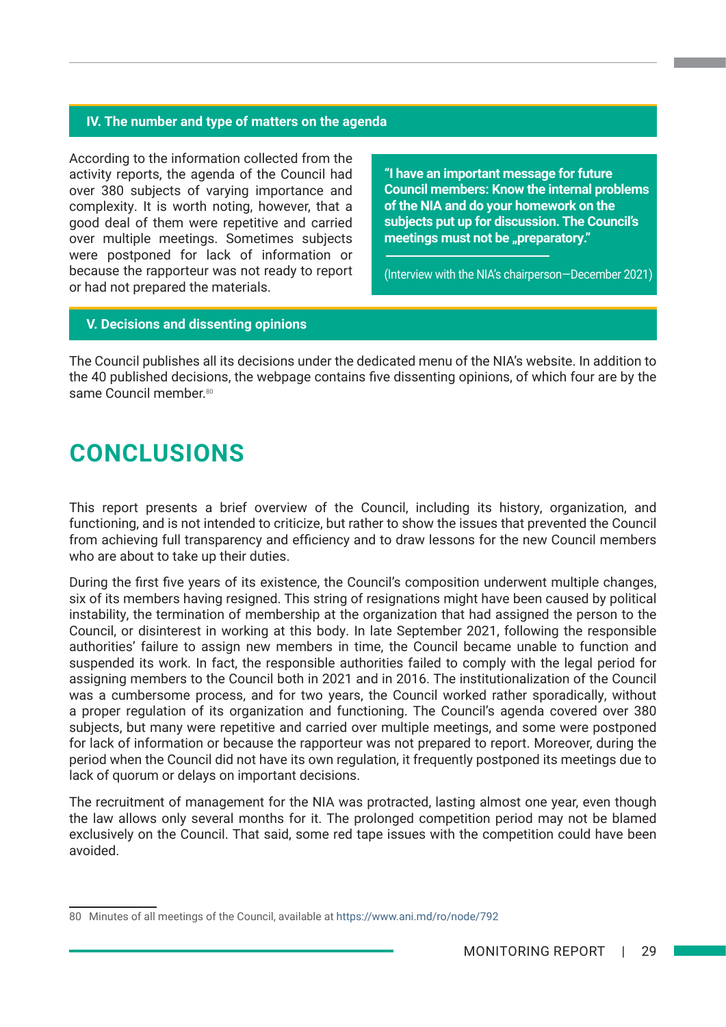### IV. The number and type of matters on the agenda

According to the information collected from the activity reports, the agenda of the Council had over 380 subjects of varying importance and complexity. It is worth noting, however, that a good deal of them were repetitive and carried over multiple meetings. Sometimes subjects were postponed for lack of information or because the rapporteur was not ready to report or had not prepared the materials.

> **"I have an important message for future Council members: Know the internal problems of the NIA and do your homework on the subjects put up for discussion. The Council's meetings must not be „preparatory."**
>
> (Interview with the NIA's chairperson—December 2021)

### V. Decisions and dissenting opinions

The Council publishes all its decisions under the dedicated menu of the NIA's website. In addition to the 40 published decisions, the webpage contains five dissenting opinions, of which four are by the same Council member.[80]

# CONCLUSIONS

This report presents a brief overview of the Council, including its history, organization, and functioning, and is not intended to criticize, but rather to show the issues that prevented the Council from achieving full transparency and efficiency and to draw lessons for the new Council members who are about to take up their duties.

During the first five years of its existence, the Council's composition underwent multiple changes, six of its members having resigned. This string of resignations might have been caused by political instability, the termination of membership at the organization that had assigned the person to the Council, or disinterest in working at this body. In late September 2021, following the responsible authorities' failure to assign new members in time, the Council became unable to function and suspended its work. In fact, the responsible authorities failed to comply with the legal period for assigning members to the Council both in 2021 and in 2016. The institutionalization of the Council was a cumbersome process, and for two years, the Council worked rather sporadically, without a proper regulation of its organization and functioning. The Council's agenda covered over 380 subjects, but many were repetitive and carried over multiple meetings, and some were postponed for lack of information or because the rapporteur was not prepared to report. Moreover, during the period when the Council did not have its own regulation, it frequently postponed its meetings due to lack of quorum or delays on important decisions.

The recruitment of management for the NIA was protracted, lasting almost one year, even though the law allows only several months for it. The prolonged competition period may not be blamed exclusively on the Council. That said, some red tape issues with the competition could have been avoided.

---

80 Minutes of all meetings of the Council, available at https://www.ani.md/ro/node/792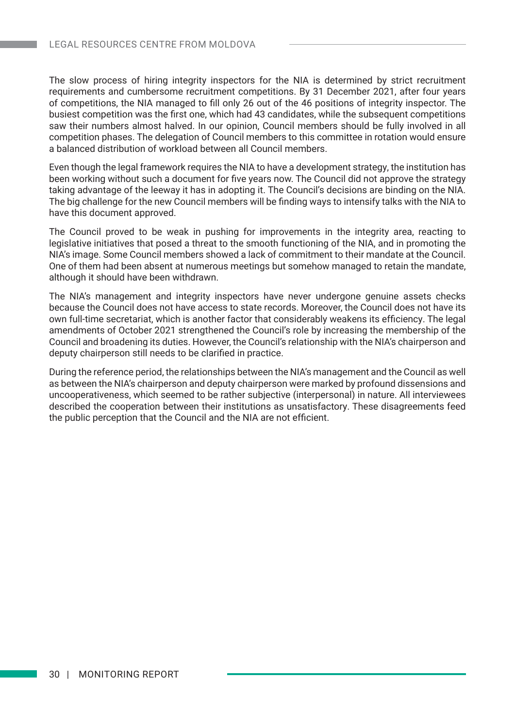The slow process of hiring integrity inspectors for the NIA is determined by strict recruitment requirements and cumbersome recruitment competitions. By 31 December 2021, after four years of competitions, the NIA managed to fill only 26 out of the 46 positions of integrity inspector. The busiest competition was the first one, which had 43 candidates, while the subsequent competitions saw their numbers almost halved. In our opinion, Council members should be fully involved in all competition phases. The delegation of Council members to this committee in rotation would ensure a balanced distribution of workload between all Council members.

Even though the legal framework requires the NIA to have a development strategy, the institution has been working without such a document for five years now. The Council did not approve the strategy taking advantage of the leeway it has in adopting it. The Council's decisions are binding on the NIA. The big challenge for the new Council members will be finding ways to intensify talks with the NIA to have this document approved.

The Council proved to be weak in pushing for improvements in the integrity area, reacting to legislative initiatives that posed a threat to the smooth functioning of the NIA, and in promoting the NIA's image. Some Council members showed a lack of commitment to their mandate at the Council. One of them had been absent at numerous meetings but somehow managed to retain the mandate, although it should have been withdrawn.

The NIA's management and integrity inspectors have never undergone genuine assets checks because the Council does not have access to state records. Moreover, the Council does not have its own full-time secretariat, which is another factor that considerably weakens its efficiency. The legal amendments of October 2021 strengthened the Council's role by increasing the membership of the Council and broadening its duties. However, the Council's relationship with the NIA's chairperson and deputy chairperson still needs to be clarified in practice.

During the reference period, the relationships between the NIA's management and the Council as well as between the NIA's chairperson and deputy chairperson were marked by profound dissensions and uncooperativeness, which seemed to be rather subjective (interpersonal) in nature. All interviewees described the cooperation between their institutions as unsatisfactory. These disagreements feed the public perception that the Council and the NIA are not efficient.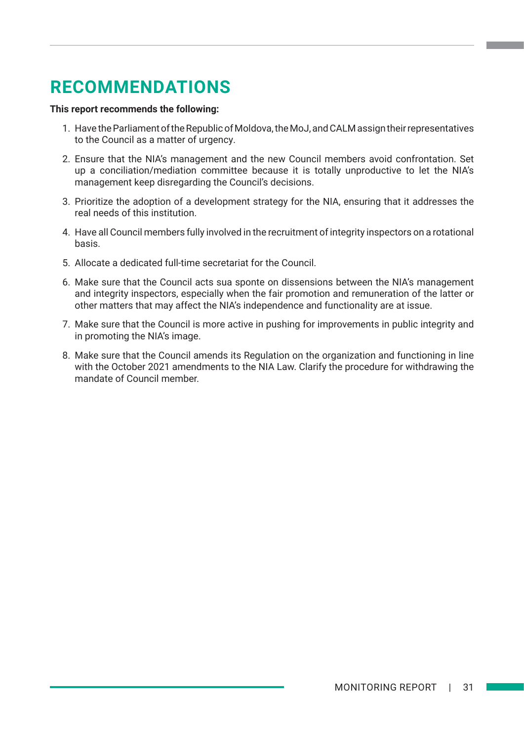# RECOMMENDATIONS

**This report recommends the following:**

1. Have the Parliament of the Republic of Moldova, the MoJ, and CALM assign their representatives to the Council as a matter of urgency.
2. Ensure that the NIA's management and the new Council members avoid confrontation. Set up a conciliation/mediation committee because it is totally unproductive to let the NIA's management keep disregarding the Council's decisions.
3. Prioritize the adoption of a development strategy for the NIA, ensuring that it addresses the real needs of this institution.
4. Have all Council members fully involved in the recruitment of integrity inspectors on a rotational basis.
5. Allocate a dedicated full-time secretariat for the Council.
6. Make sure that the Council acts sua sponte on dissensions between the NIA's management and integrity inspectors, especially when the fair promotion and remuneration of the latter or other matters that may affect the NIA's independence and functionality are at issue.
7. Make sure that the Council is more active in pushing for improvements in public integrity and in promoting the NIA's image.
8. Make sure that the Council amends its Regulation on the organization and functioning in line with the October 2021 amendments to the NIA Law. Clarify the procedure for withdrawing the mandate of Council member.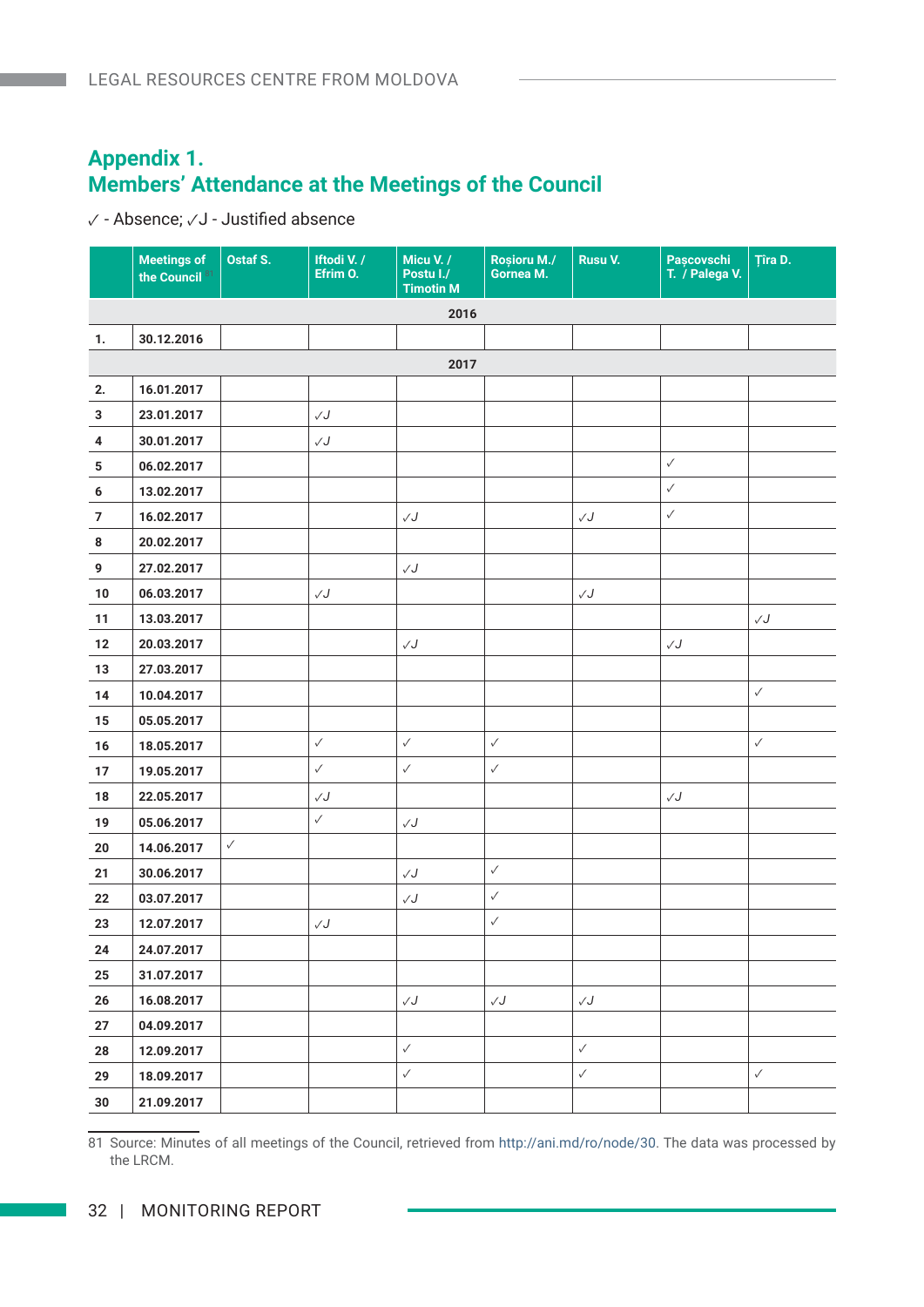## Appendix 1.
## Members' Attendance at the Meetings of the Council

✓ - Absence; ✓J - Justified absence

| | Meetings of the Council[81] | Ostaf S. | Iftodi V. / Efrim O. | Micu V. / Postu I./ Timotin M | Roșioru M./ Gornea M. | Rusu V. | Pașcovschi T. / Palega V. | Țîra D. |
|---|---|---|---|---|---|---|---|---|
| | **2016** | | | | | | | |
| 1. | 30.12.2016 | | | | | | | |
| | **2017** | | | | | | | |
| 2. | 16.01.2017 | | | | | | | |
| 3 | 23.01.2017 | | ✓J | | | | | |
| 4 | 30.01.2017 | | ✓J | | | | | |
| 5 | 06.02.2017 | | | | | | ✓ | |
| 6 | 13.02.2017 | | | | | | ✓ | |
| 7 | 16.02.2017 | | | ✓J | | ✓J | ✓ | |
| 8 | 20.02.2017 | | | | | | | |
| 9 | 27.02.2017 | | | ✓J | | | | |
| 10 | 06.03.2017 | | ✓J | | | ✓J | | |
| 11 | 13.03.2017 | | | | | | | ✓J |
| 12 | 20.03.2017 | | | ✓J | | | ✓J | |
| 13 | 27.03.2017 | | | | | | | |
| 14 | 10.04.2017 | | | | | | | ✓ |
| 15 | 05.05.2017 | | | | | | | |
| 16 | 18.05.2017 | | ✓ | ✓ | ✓ | | | ✓ |
| 17 | 19.05.2017 | | ✓ | ✓ | ✓ | | | |
| 18 | 22.05.2017 | | ✓J | | | | ✓J | |
| 19 | 05.06.2017 | | ✓ | ✓J | | | | |
| 20 | 14.06.2017 | ✓ | | | | | | |
| 21 | 30.06.2017 | | | ✓J | ✓ | | | |
| 22 | 03.07.2017 | | | ✓J | ✓ | | | |
| 23 | 12.07.2017 | | ✓J | | ✓ | | | |
| 24 | 24.07.2017 | | | | | | | |
| 25 | 31.07.2017 | | | | | | | |
| 26 | 16.08.2017 | | | ✓J | ✓J | ✓J | | |
| 27 | 04.09.2017 | | | | | | | |
| 28 | 12.09.2017 | | | ✓ | | ✓ | | |
| 29 | 18.09.2017 | | | ✓ | | ✓ | | ✓ |
| 30 | 21.09.2017 | | | | | | | |

81 Source: Minutes of all meetings of the Council, retrieved from http://ani.md/ro/node/30. The data was processed by the LRCM.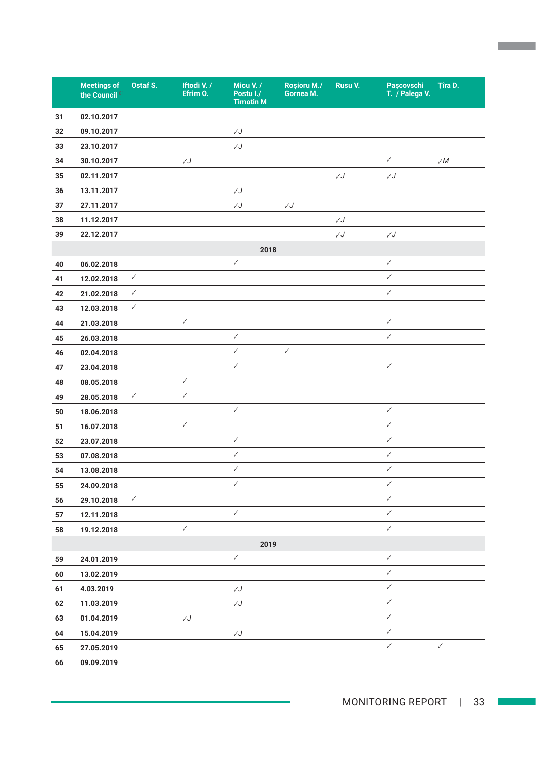|  | Meetings of the Council[37] | Ostaf S. | Iftodi V. / Efrim O. | Micu V. / Postu I./ Timotin M | Roșioru M./ Gornea M. | Rusu V. | Pașcovschi T. / Palega V. | Țîra D. |
|---|---|---|---|---|---|---|---|---|
| 31 | 02.10.2017 |  |  |  |  |  |  |  |
| 32 | 09.10.2017 |  |  | ✓J |  |  |  |  |
| 33 | 23.10.2017 |  |  | ✓J |  |  |  |  |
| 34 | 30.10.2017 |  | ✓J |  |  |  | ✓ | ✓M |
| 35 | 02.11.2017 |  |  |  |  | ✓J | ✓J |  |
| 36 | 13.11.2017 |  |  | ✓J |  |  |  |  |
| 37 | 27.11.2017 |  |  | ✓J | ✓J |  |  |  |
| 38 | 11.12.2017 |  |  |  |  | ✓J |  |  |
| 39 | 22.12.2017 |  |  |  |  | ✓J | ✓J |  |
| **2018** |  |  |  |  |  |  |  |  |
| 40 | 06.02.2018 |  |  | ✓ |  |  | ✓ |  |
| 41 | 12.02.2018 | ✓ |  |  |  |  | ✓ |  |
| 42 | 21.02.2018 | ✓ |  |  |  |  | ✓ |  |
| 43 | 12.03.2018 | ✓ |  |  |  |  |  |  |
| 44 | 21.03.2018 |  | ✓ |  |  |  | ✓ |  |
| 45 | 26.03.2018 |  |  | ✓ |  |  | ✓ |  |
| 46 | 02.04.2018 |  |  | ✓ | ✓ |  |  |  |
| 47 | 23.04.2018 |  |  | ✓ |  |  | ✓ |  |
| 48 | 08.05.2018 |  | ✓ |  |  |  |  |  |
| 49 | 28.05.2018 | ✓ | ✓ |  |  |  |  |  |
| 50 | 18.06.2018 |  |  | ✓ |  |  | ✓ |  |
| 51 | 16.07.2018 |  | ✓ |  |  |  | ✓ |  |
| 52 | 23.07.2018 |  |  | ✓ |  |  | ✓ |  |
| 53 | 07.08.2018 |  |  | ✓ |  |  | ✓ |  |
| 54 | 13.08.2018 |  |  | ✓ |  |  | ✓ |  |
| 55 | 24.09.2018 |  |  | ✓ |  |  | ✓ |  |
| 56 | 29.10.2018 | ✓ |  |  |  |  | ✓ |  |
| 57 | 12.11.2018 |  |  | ✓ |  |  | ✓ |  |
| 58 | 19.12.2018 |  | ✓ |  |  |  | ✓ |  |
| **2019** |  |  |  |  |  |  |  |  |
| 59 | 24.01.2019 |  |  | ✓ |  |  | ✓ |  |
| 60 | 13.02.2019 |  |  |  |  |  | ✓ |  |
| 61 | 4.03.2019 |  |  | ✓J |  |  | ✓ |  |
| 62 | 11.03.2019 |  |  | ✓J |  |  | ✓ |  |
| 63 | 01.04.2019 |  | ✓J |  |  |  | ✓ |  |
| 64 | 15.04.2019 |  |  | ✓J |  |  | ✓ |  |
| 65 | 27.05.2019 |  |  |  |  |  | ✓ | ✓ |
| 66 | 09.09.2019 |  |  |  |  |  |  |  |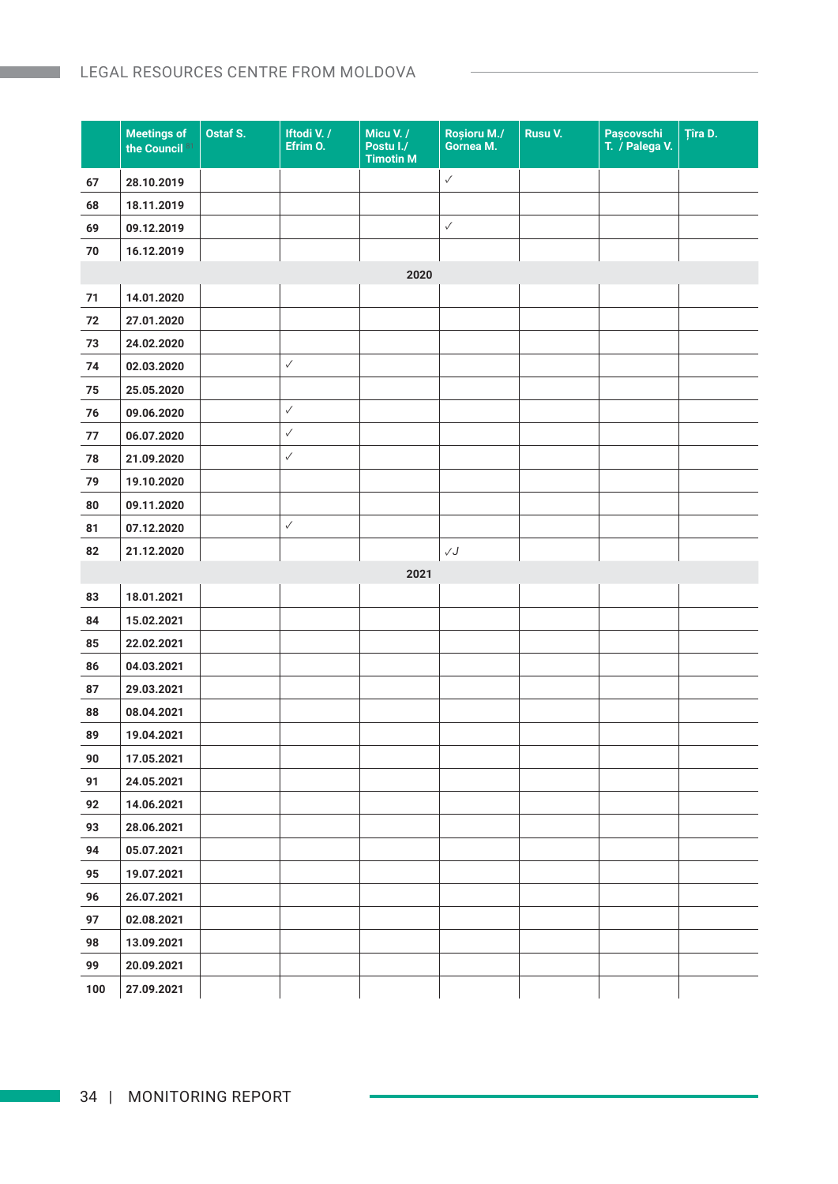| | Meetings of the Council[37] | Ostaf S. | Iftodi V. / Efrim O. | Micu V. / Postu I./ Timotin M | Roșioru M./ Gornea M. | Rusu V. | Pașcovschi T. / Palega V. | Țîra D. |
|---|---|---|---|---|---|---|---|---|
| 67 | 28.10.2019 | | | | ✓ | | | |
| 68 | 18.11.2019 | | | | | | | |
| 69 | 09.12.2019 | | | | ✓ | | | |
| 70 | 16.12.2019 | | | | | | | |
| | | | | 2020 | | | | |
| 71 | 14.01.2020 | | | | | | | |
| 72 | 27.01.2020 | | | | | | | |
| 73 | 24.02.2020 | | | | | | | |
| 74 | 02.03.2020 | | ✓ | | | | | |
| 75 | 25.05.2020 | | | | | | | |
| 76 | 09.06.2020 | | ✓ | | | | | |
| 77 | 06.07.2020 | | ✓ | | | | | |
| 78 | 21.09.2020 | | ✓ | | | | | |
| 79 | 19.10.2020 | | | | | | | |
| 80 | 09.11.2020 | | | | | | | |
| 81 | 07.12.2020 | | ✓ | | | | | |
| 82 | 21.12.2020 | | | | ✓J | | | |
| | | | | 2021 | | | | |
| 83 | 18.01.2021 | | | | | | | |
| 84 | 15.02.2021 | | | | | | | |
| 85 | 22.02.2021 | | | | | | | |
| 86 | 04.03.2021 | | | | | | | |
| 87 | 29.03.2021 | | | | | | | |
| 88 | 08.04.2021 | | | | | | | |
| 89 | 19.04.2021 | | | | | | | |
| 90 | 17.05.2021 | | | | | | | |
| 91 | 24.05.2021 | | | | | | | |
| 92 | 14.06.2021 | | | | | | | |
| 93 | 28.06.2021 | | | | | | | |
| 94 | 05.07.2021 | | | | | | | |
| 95 | 19.07.2021 | | | | | | | |
| 96 | 26.07.2021 | | | | | | | |
| 97 | 02.08.2021 | | | | | | | |
| 98 | 13.09.2021 | | | | | | | |
| 99 | 20.09.2021 | | | | | | | |
| 100 | 27.09.2021 | | | | | | | |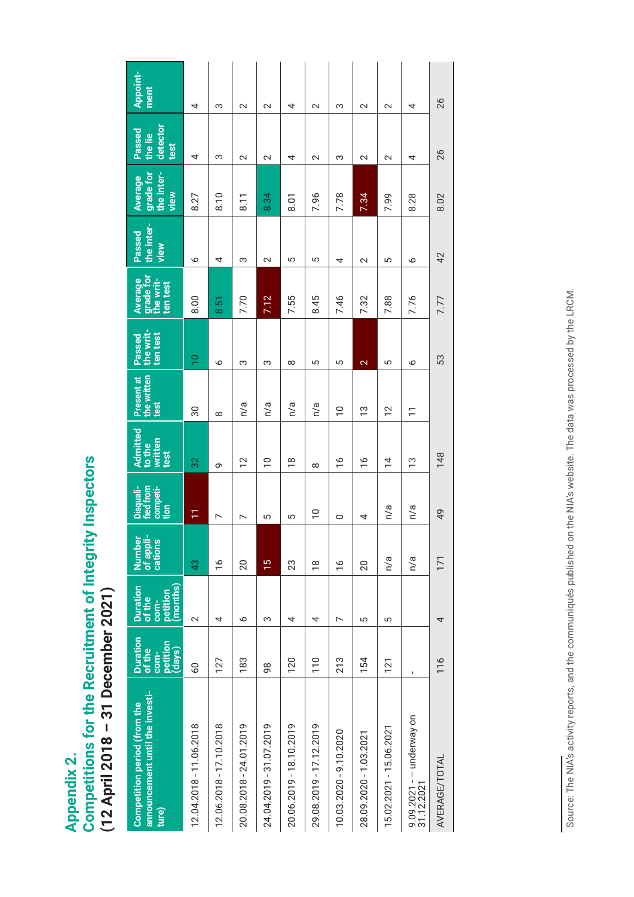# Appendix 2.
## Competitions for the Recruitment of Integrity Inspectors
### (12 April 2018 – 31 December 2021)

| Competition period (from the announcement until the investiture) | Duration of the competition (days) | Duration of the competition (months) | Number of applications | Disqualified from competition | Admitted to the written test | Present at the written test | Passed the written test | Average grade for the written test | Passed the interview | Average grade for the interview | Passed the lie detector test | Appointment |
|---|---|---|---|---|---|---|---|---|---|---|---|---|
| 12.04.2018 - 11.06.2018 | 60 | 2 | 43 | 11 | 32 | 30 | 10 | 8.00 | 6 | 8.27 | 4 | 4 |
| 12.06.2018 - 17.10.2018 | 127 | 4 | 16 | 7 | 9 | 8 | 6 | 8.51 | 4 | 8.10 | 3 | 3 |
| 20.08.2018 - 24.01.2019 | 183 | 6 | 20 | 7 | 12 | n/a | 3 | 7.70 | 3 | 8.11 | 2 | 2 |
| 24.04.2019 - 31.07.2019 | 98 | 3 | 15 | 5 | 10 | n/a | 3 | 7.12 | 2 | 8.34 | 2 | 2 |
| 20.06.2019 - 18.10.2019 | 120 | 4 | 23 | 5 | 18 | n/a | 8 | 7.55 | 5 | 8.01 | 4 | 4 |
| 29.08.2019 - 17.12.2019 | 110 | 4 | 18 | 10 | 8 | n/a | 5 | 8.45 | 5 | 7.96 | 2 | 2 |
| 10.03.2020 - 9.10.2020 | 213 | 7 | 16 | 0 | 16 | 10 | 5 | 7.46 | 4 | 7.78 | 3 | 3 |
| 28.09.2020 - 1.03.2021 | 154 | 5 | 20 | 4 | 16 | 13 | 2 | 7.32 | 2 | 7.34 | 2 | 2 |
| 15.02.2021 - 15.06.2021 | 121 | 5 | n/a | n/a | 14 | 12 | 5 | 7.88 | 5 | 7.99 | 2 | 2 |
| 9.09.2021 - – underway on 31.12.2021 | - | | n/a | n/a | 13 | 11 | 6 | 7.76 | 6 | 8.28 | 4 | 4 |
| AVERAGE/TOTAL | 116 | 4 | 171 | 49 | 148 | | 53 | 7.77 | 42 | 8.02 | 26 | 26 |

Source: The NIA's activity reports, and the communiqués published on the NIA's website. The data was processed by the LRCM.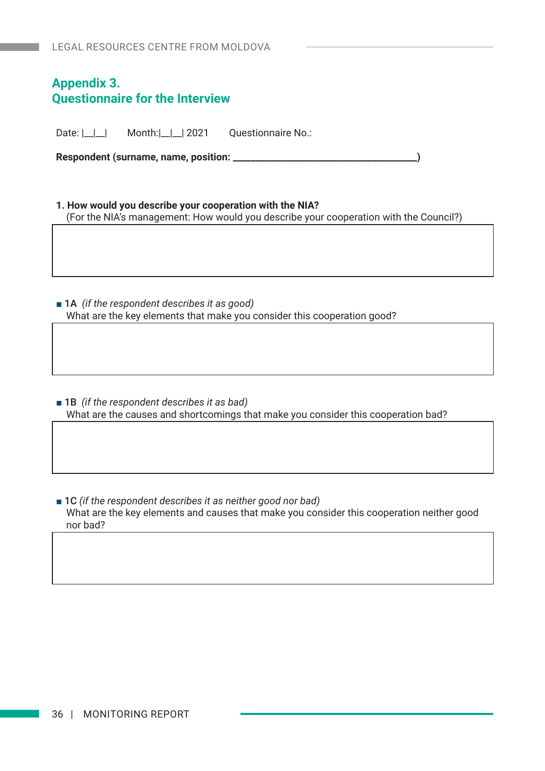## Appendix 3.
## Questionnaire for the Interview

Date: |__|__|  Month:|__|__| 2021  Questionnaire No.:

**Respondent (surname, name, position: _____________________________________)**

**1. How would you describe your cooperation with the NIA?**
(For the NIA's management: How would you describe your cooperation with the Council?)

| |
|---|
| |

- **1A** *(if the respondent describes it as good)*
  What are the key elements that make you consider this cooperation good?

| |
|---|
| |

- **1B** *(if the respondent describes it as bad)*
  What are the causes and shortcomings that make you consider this cooperation bad?

| |
|---|
| |

- **1C** *(if the respondent describes it as neither good nor bad)*
  What are the key elements and causes that make you consider this cooperation neither good nor bad?

| |
|---|
| |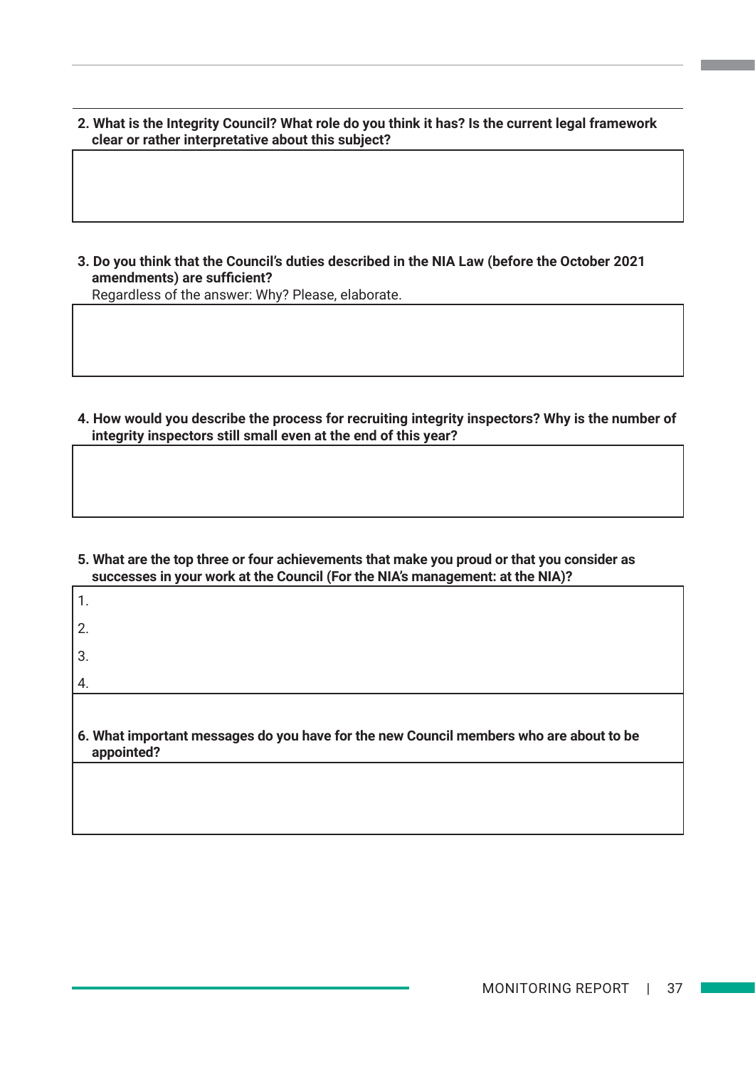**2. What is the Integrity Council? What role do you think it has? Is the current legal framework clear or rather interpretative about this subject?**

**3. Do you think that the Council's duties described in the NIA Law (before the October 2021 amendments) are sufficient?**
Regardless of the answer: Why? Please, elaborate.

**4. How would you describe the process for recruiting integrity inspectors? Why is the number of integrity inspectors still small even at the end of this year?**

**5. What are the top three or four achievements that make you proud or that you consider as successes in your work at the Council (For the NIA's management: at the NIA)?**

1.

2.

3.

4.

**6. What important messages do you have for the new Council members who are about to be appointed?**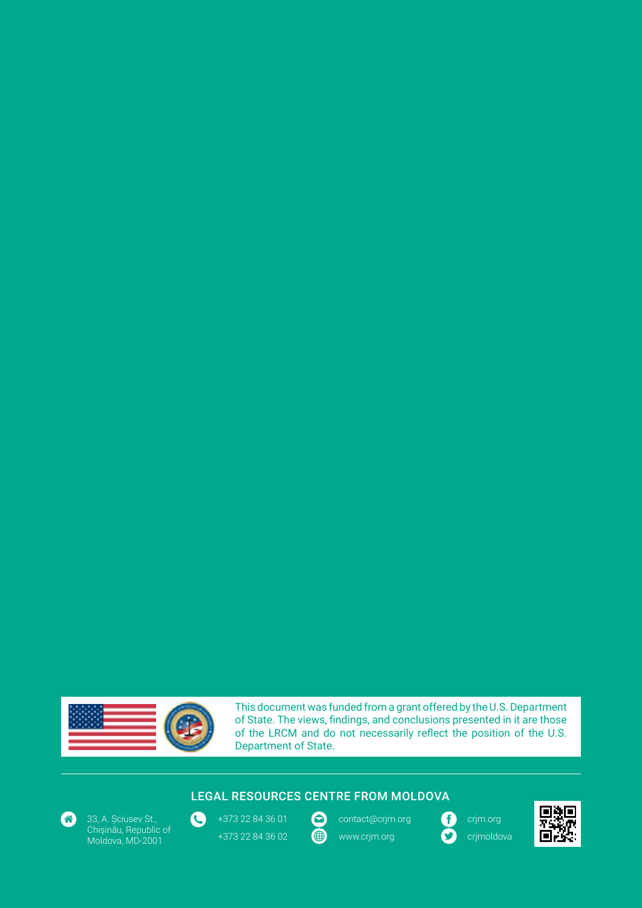This document was funded from a grant offered by the U.S. Department of State. The views, findings, and conclusions presented in it are those of the LRCM and do not necessarily reflect the position of the U.S. Department of State.

**LEGAL RESOURCES CENTRE FROM MOLDOVA**

33, A. Șciusev St., Chișinău, Republic of Moldova, MD-2001

+373 22 84 36 01
+373 22 84 36 02

contact@crjm.org
www.crjm.org

crjm.org
crjmoldova